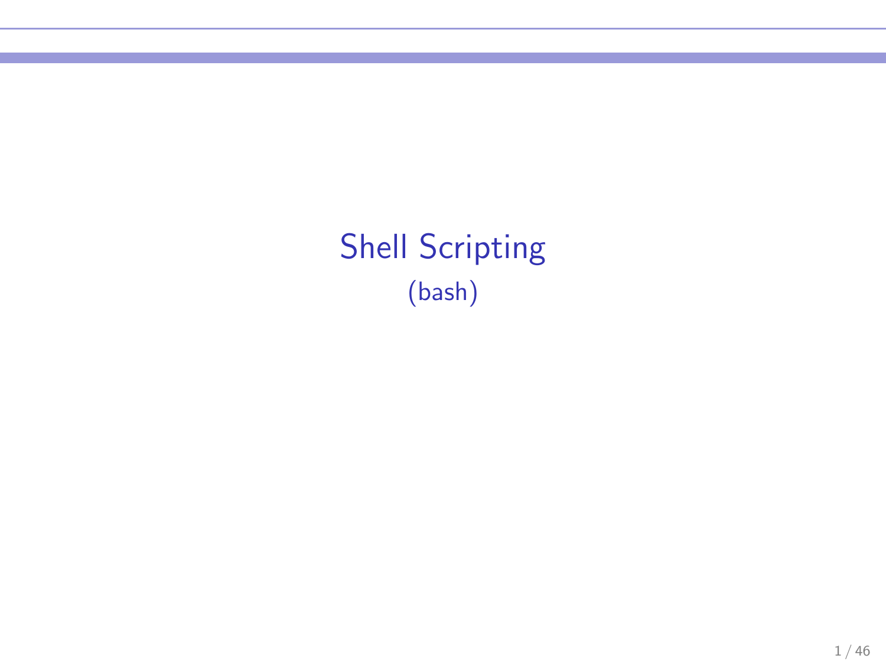# Shell Scripting

(bash)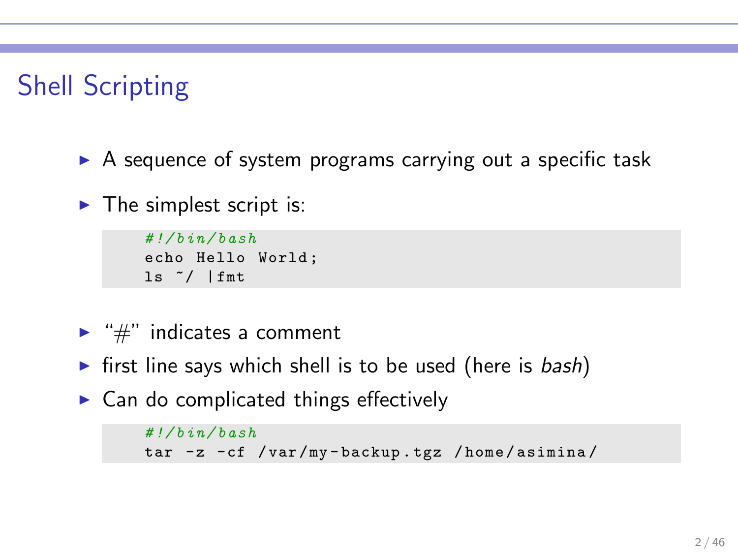# Shell Scripting

- A sequence of system programs carrying out a specific task
- The simplest script is:

```
#!/bin/bash
echo Hello World;
ls ~/ |fmt
```

- "#" indicates a comment
- first line says which shell is to be used (here is *bash*)
- Can do complicated things effectively

```
#!/bin/bash
tar -z -cf /var/my-backup.tgz /home/asimina/
```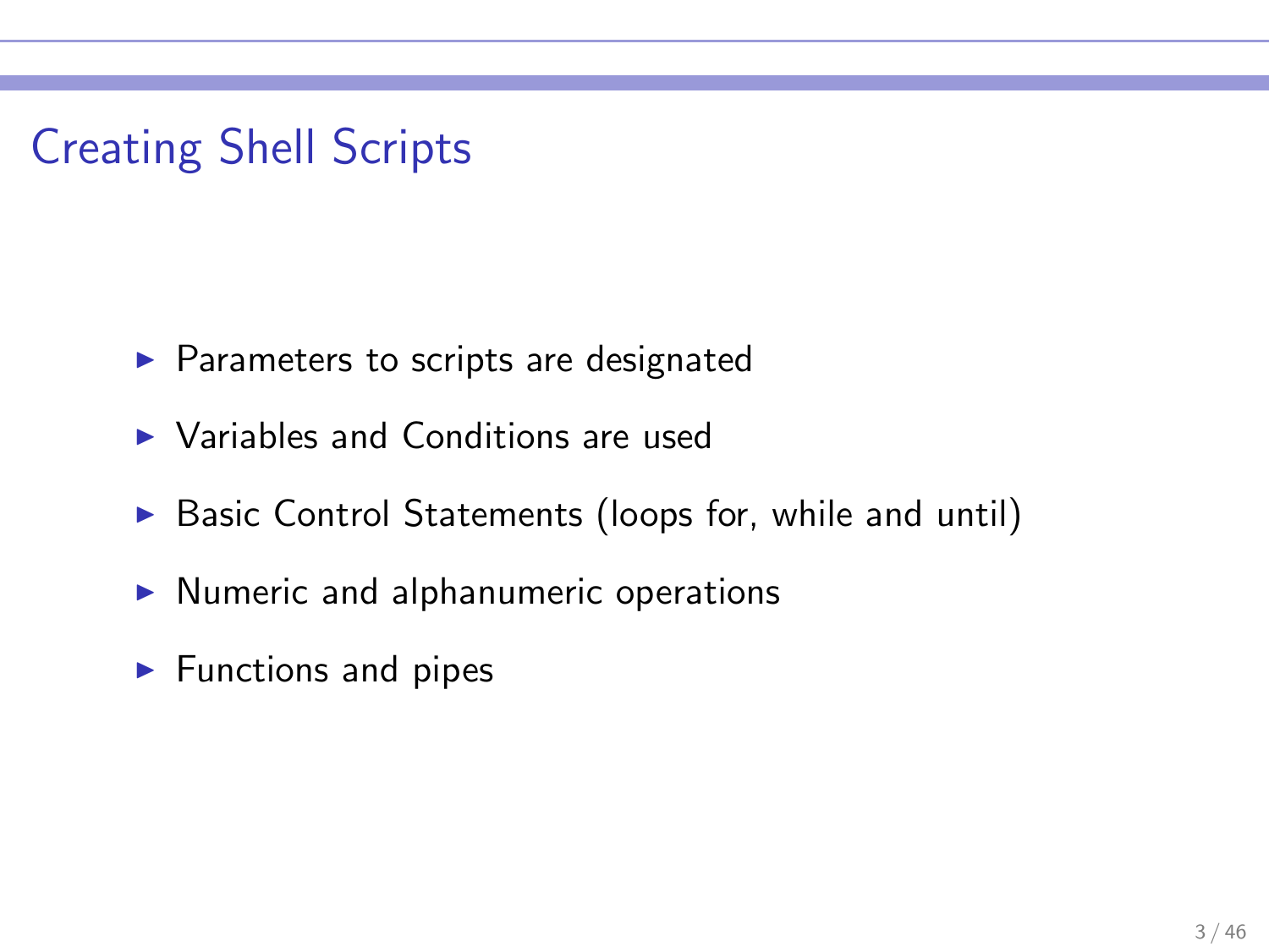# Creating Shell Scripts

- Parameters to scripts are designated
- Variables and Conditions are used
- Basic Control Statements (loops for, while and until)
- Numeric and alphanumeric operations
- Functions and pipes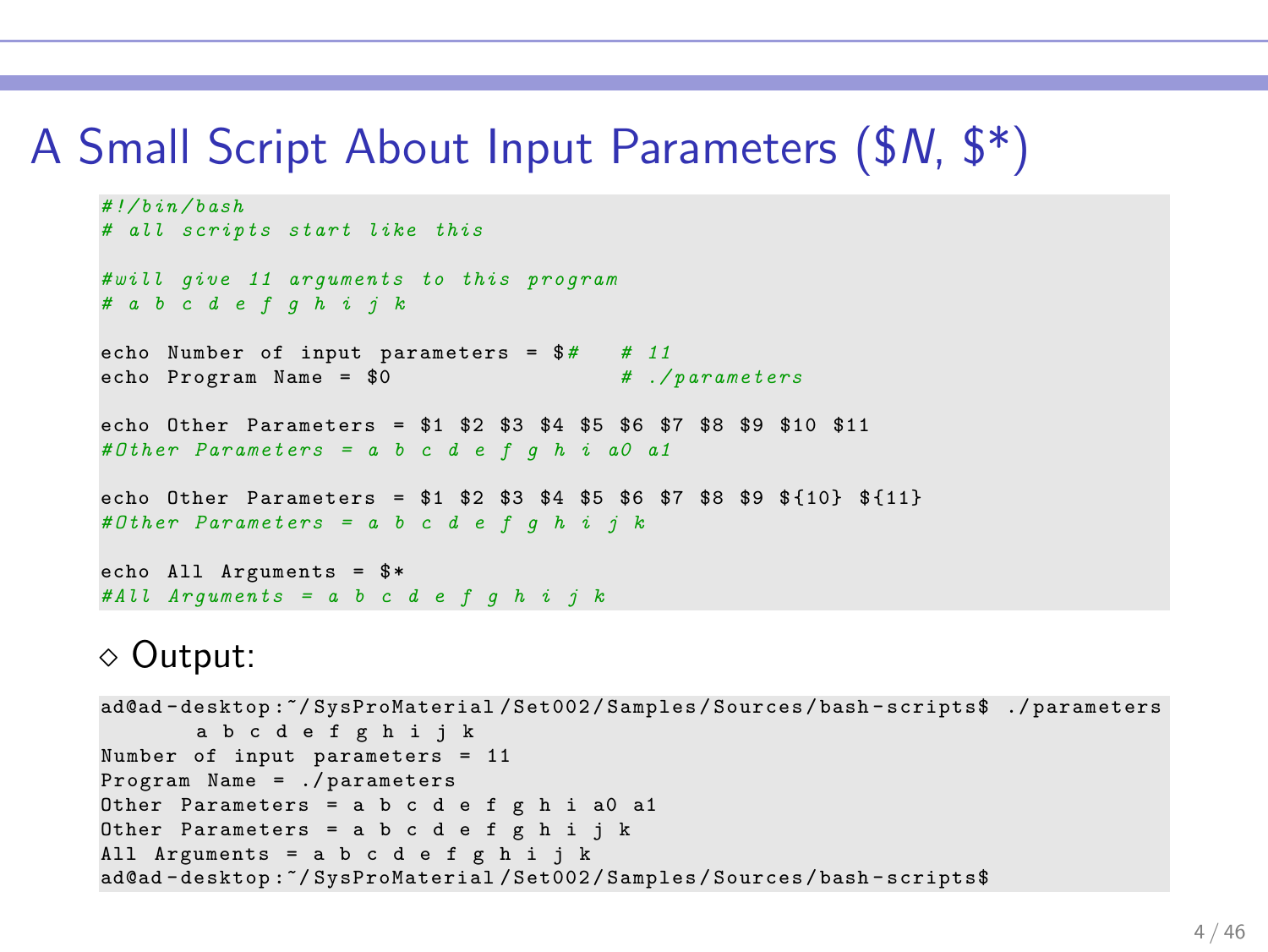# A Small Script About Input Parameters ($N, $*)

```bash
#!/bin/bash
# all scripts start like this

#will give 11 arguments to this program
# a b c d e f g h i j k

echo Number of input parameters = $#    # 11
echo Program Name = $0                  # ./parameters

echo Other Parameters = $1 $2 $3 $4 $5 $6 $7 $8 $9 $10 $11
#Other Parameters = a b c d e f g h i a0 a1

echo Other Parameters = $1 $2 $3 $4 $5 $6 $7 $8 $9 ${10} ${11}
#Other Parameters = a b c d e f g h i j k

echo All Arguments = $*
#All Arguments = a b c d e f g h i j k
```

◇ Output:

```
ad@ad-desktop:~/SysProMaterial/Set002/Samples/Sources/bash-scripts$ ./parameters
       a b c d e f g h i j k
Number of input parameters = 11
Program Name = ./parameters
Other Parameters = a b c d e f g h i a0 a1
Other Parameters = a b c d e f g h i j k
All Arguments = a b c d e f g h i j k
ad@ad-desktop:~/SysProMaterial/Set002/Samples/Sources/bash-scripts$
```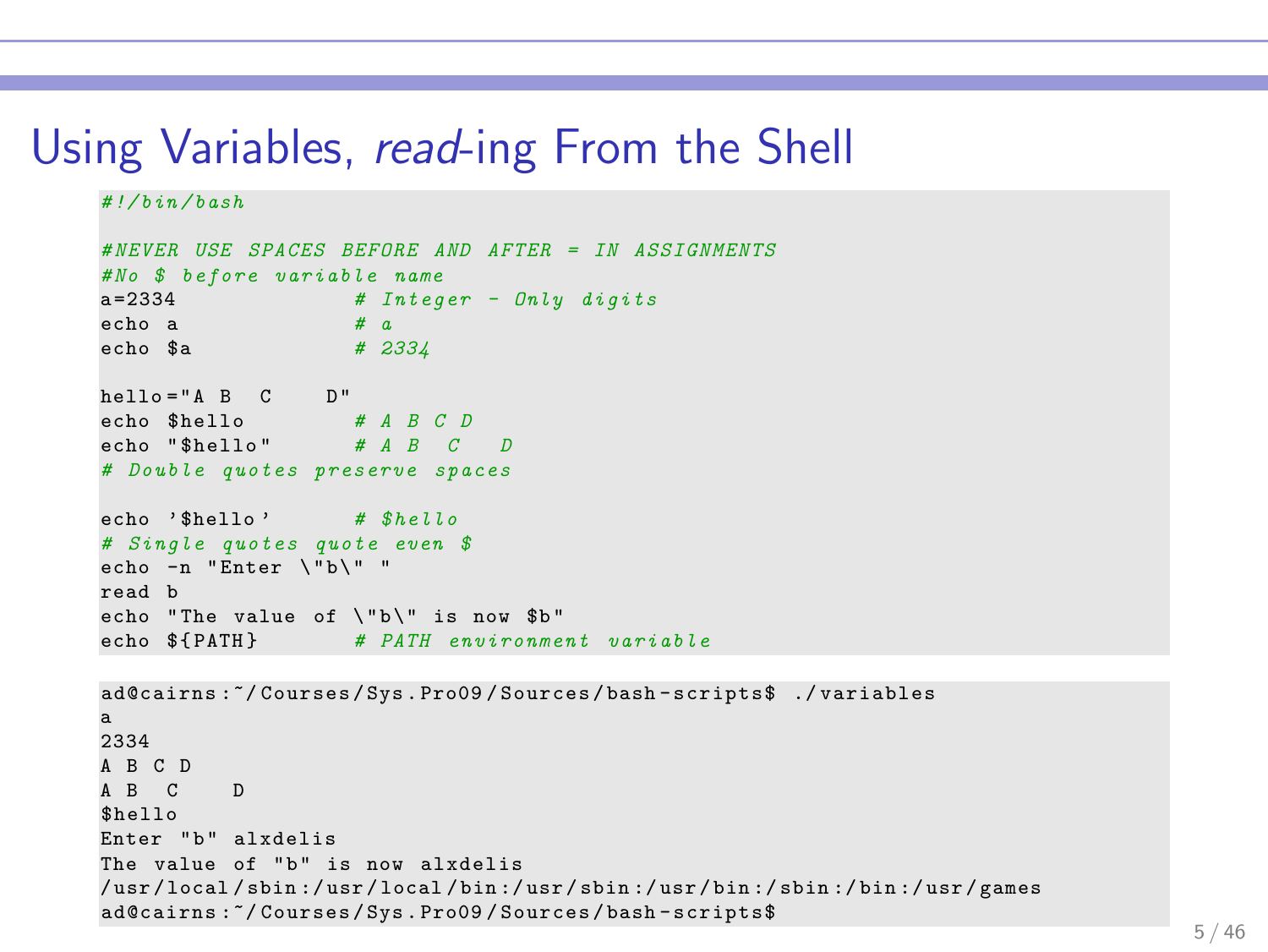# Using Variables, *read*-ing From the Shell

```bash
#!/bin/bash

#NEVER USE SPACES BEFORE AND AFTER = IN ASSIGNMENTS
#No $ before variable name
a=2334              # Integer - Only digits
echo a              # a
echo $a             # 2334

hello="A B  C    D"
echo $hello         # A B C D
echo "$hello"       # A B  C    D
# Double quotes preserve spaces

echo '$hello'       # $hello
# Single quotes quote even $
echo -n "Enter \"b\" "
read b
echo "The value of \"b\" is now $b"
echo ${PATH}        # PATH environment variable
```

```
ad@cairns:~/Courses/Sys.Pro09/Sources/bash-scripts$ ./variables
a
2334
A B C D
A B  C    D
$hello
Enter "b" alxdelis
The value of "b" is now alxdelis
/usr/local/sbin:/usr/local/bin:/usr/sbin:/usr/bin:/sbin:/bin:/usr/games
ad@cairns:~/Courses/Sys.Pro09/Sources/bash-scripts$
```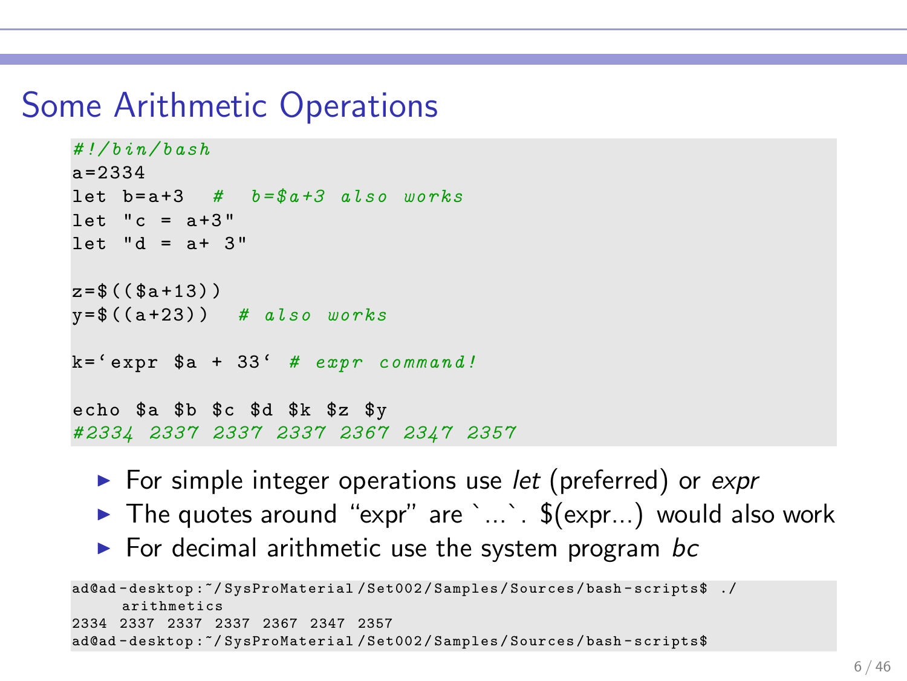# Some Arithmetic Operations

```bash
#!/bin/bash
a=2334
let b=a+3  #  b=$a+3 also works
let "c = a+3"
let "d = a+ 3"

z=$(($a+13))
y=$((a+23))  # also works

k=`expr $a + 33` # expr command!

echo $a $b $c $d $k $z $y
#2334 2337 2337 2337 2367 2347 2357
```

- For simple integer operations use *let* (preferred) or *expr*
- The quotes around “expr” are `...`. $(expr...) would also work
- For decimal arithmetic use the system program *bc*

```
ad@ad-desktop:~/SysProMaterial/Set002/Samples/Sources/bash-scripts$ ./
     arithmetics
2334 2337 2337 2337 2367 2347 2357
ad@ad-desktop:~/SysProMaterial/Set002/Samples/Sources/bash-scripts$
```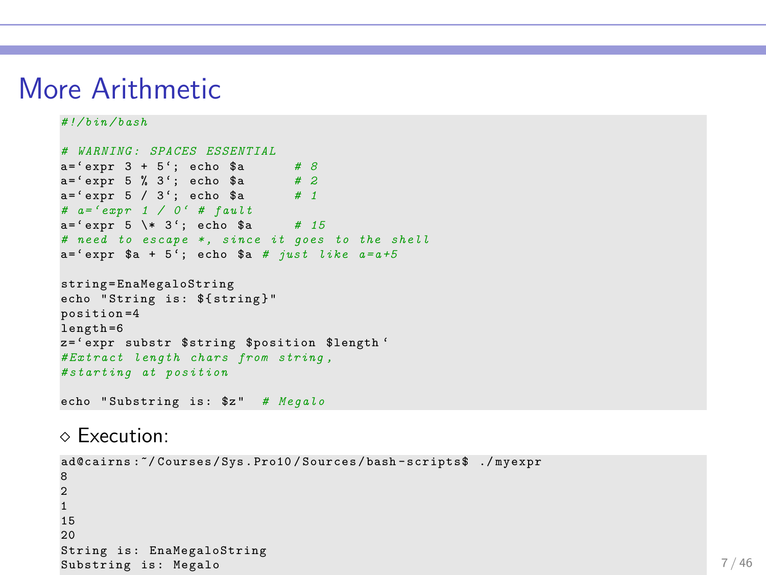# More Arithmetic

```
#!/bin/bash

# WARNING: SPACES ESSENTIAL
a=`expr 3 + 5`; echo $a       # 8
a=`expr 5 % 3`; echo $a       # 2
a=`expr 5 / 3`; echo $a       # 1
# a=`expr 1 / 0` # fault
a=`expr 5 \* 3`; echo $a      # 15
# need to escape *, since it goes to the shell
a=`expr $a + 5`; echo $a # just like a=a+5

string=EnaMegaloString
echo "String is: ${string}"
position=4
length=6
z=`expr substr $string $position $length`
#Extract length chars from string,
#starting at position

echo "Substring is: $z"  # Megalo
```

◇ Execution:

```
ad@cairns:~/Courses/Sys.Pro10/Sources/bash-scripts$ ./myexpr
8
2
1
15
20
String is: EnaMegaloString
Substring is: Megalo
```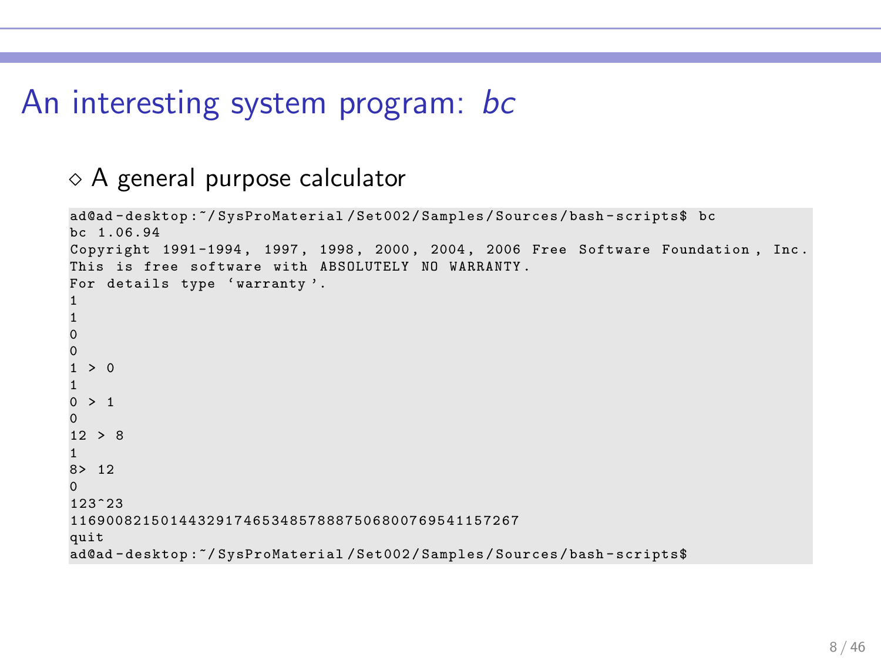# An interesting system program: *bc*

◇ A general purpose calculator

```
ad@ad-desktop:~/SysProMaterial/Set002/Samples/Sources/bash-scripts$ bc
bc 1.06.94
Copyright 1991-1994, 1997, 1998, 2000, 2004, 2006 Free Software Foundation, Inc.
This is free software with ABSOLUTELY NO WARRANTY.
For details type `warranty'.
1
1
0
0
1 > 0
1
0 > 1
0
12 > 8
1
8> 12
0
123^23
116900821501443291746534857888750680076954115726​7
quit
ad@ad-desktop:~/SysProMaterial/Set002/Samples/Sources/bash-scripts$
```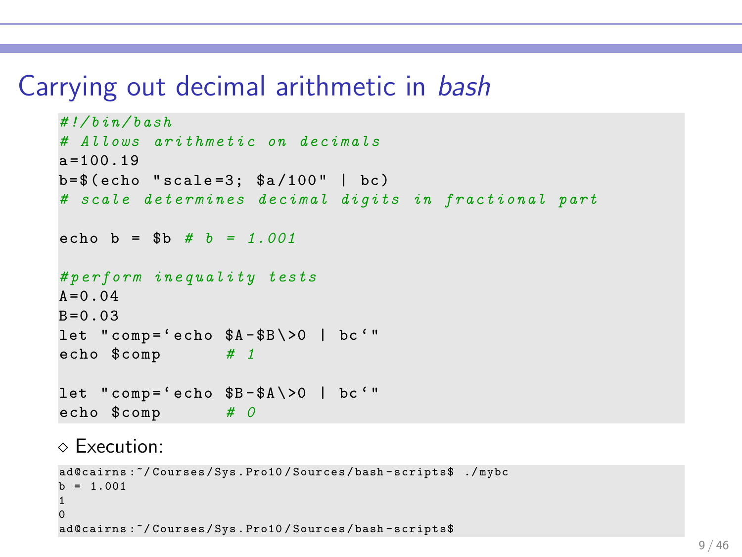# Carrying out decimal arithmetic in *bash*

```
#!/bin/bash
# Allows arithmetic on decimals
a=100.19
b=$(echo "scale=3; $a/100" | bc)
# scale determines decimal digits in fractional part

echo b = $b # b = 1.001

#perform inequality tests
A=0.04
B=0.03
let "comp=`echo $A-$B\>0 | bc`"
echo $comp       # 1

let "comp=`echo $B-$A\>0 | bc`"
echo $comp       # 0
```

◇ Execution:

```
ad@cairns:~/Courses/Sys.Pro10/Sources/bash-scripts$ ./mybc
b = 1.001
1
0
ad@cairns:~/Courses/Sys.Pro10/Sources/bash-scripts$
```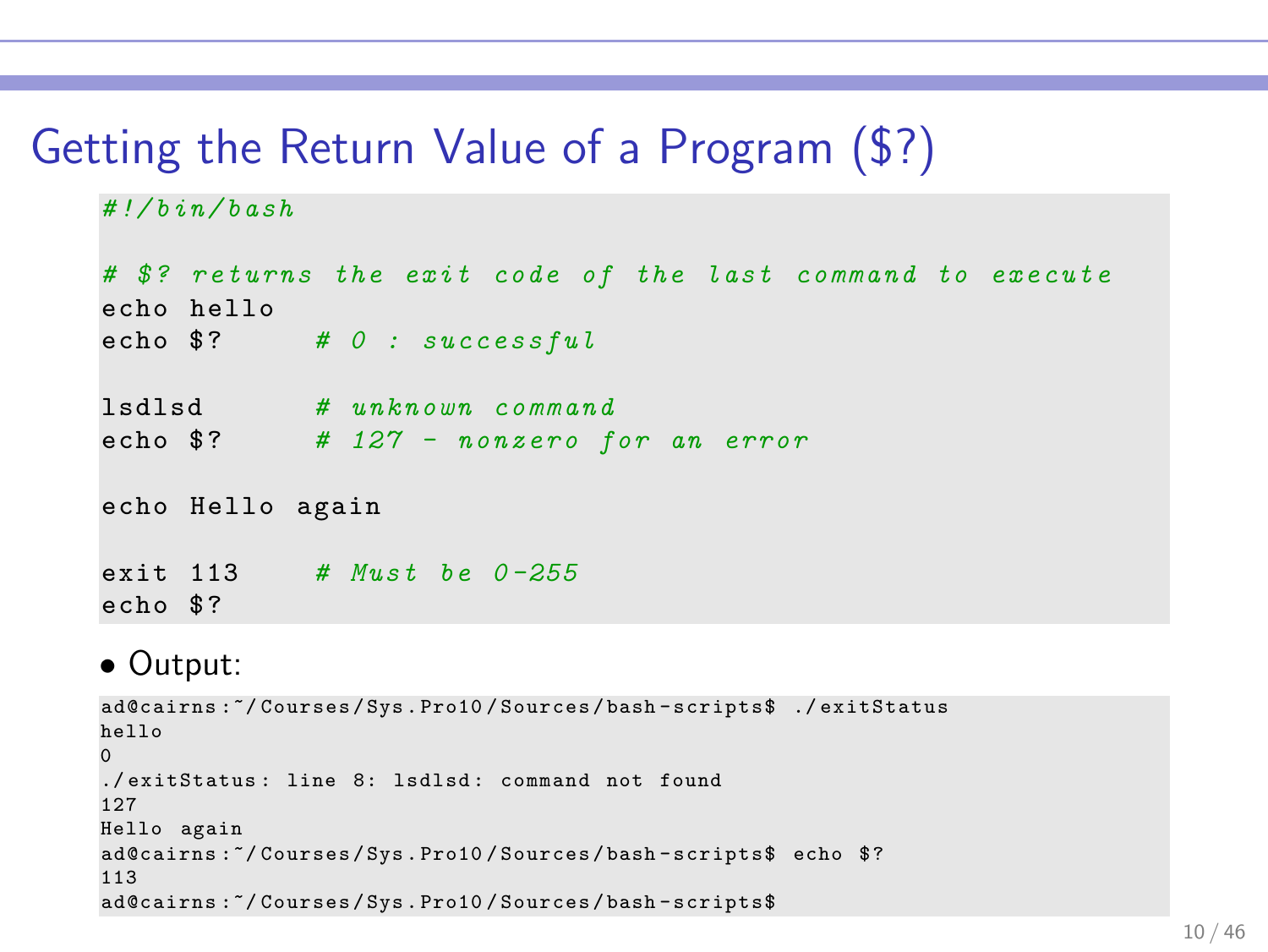# Getting the Return Value of a Program ($?)

```
#!/bin/bash

# $? returns the exit code of the last command to execute
echo hello
echo $?     # 0 : successful

lsdlsd      # unknown command
echo $?     # 127 - nonzero for an error

echo Hello again

exit 113    # Must be 0-255
echo $?
```

- Output:

```
ad@cairns:~/Courses/Sys.Pro10/Sources/bash-scripts$ ./exitStatus
hello
0
./exitStatus: line 8: lsdlsd: command not found
127
Hello again
ad@cairns:~/Courses/Sys.Pro10/Sources/bash-scripts$ echo $?
113
ad@cairns:~/Courses/Sys.Pro10/Sources/bash-scripts$
```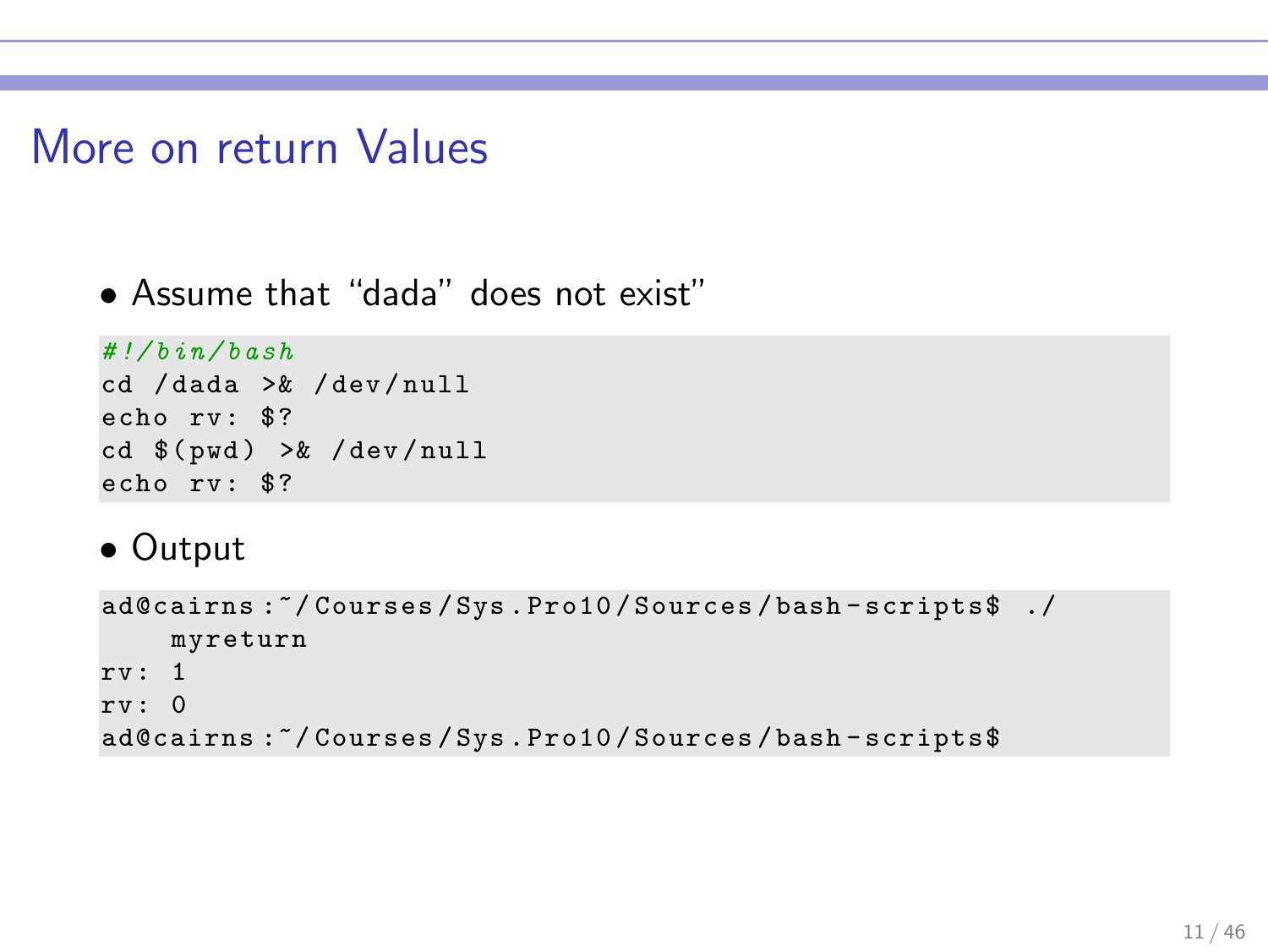# More on return Values

- Assume that "dada" does not exist"

```
#!/bin/bash
cd /dada >& /dev/null
echo rv: $?
cd $(pwd) >& /dev/null
echo rv: $?
```

- Output

```
ad@cairns:~/Courses/Sys.Pro10/Sources/bash-scripts$ ./
    myreturn
rv: 1
rv: 0
ad@cairns:~/Courses/Sys.Pro10/Sources/bash-scripts$
```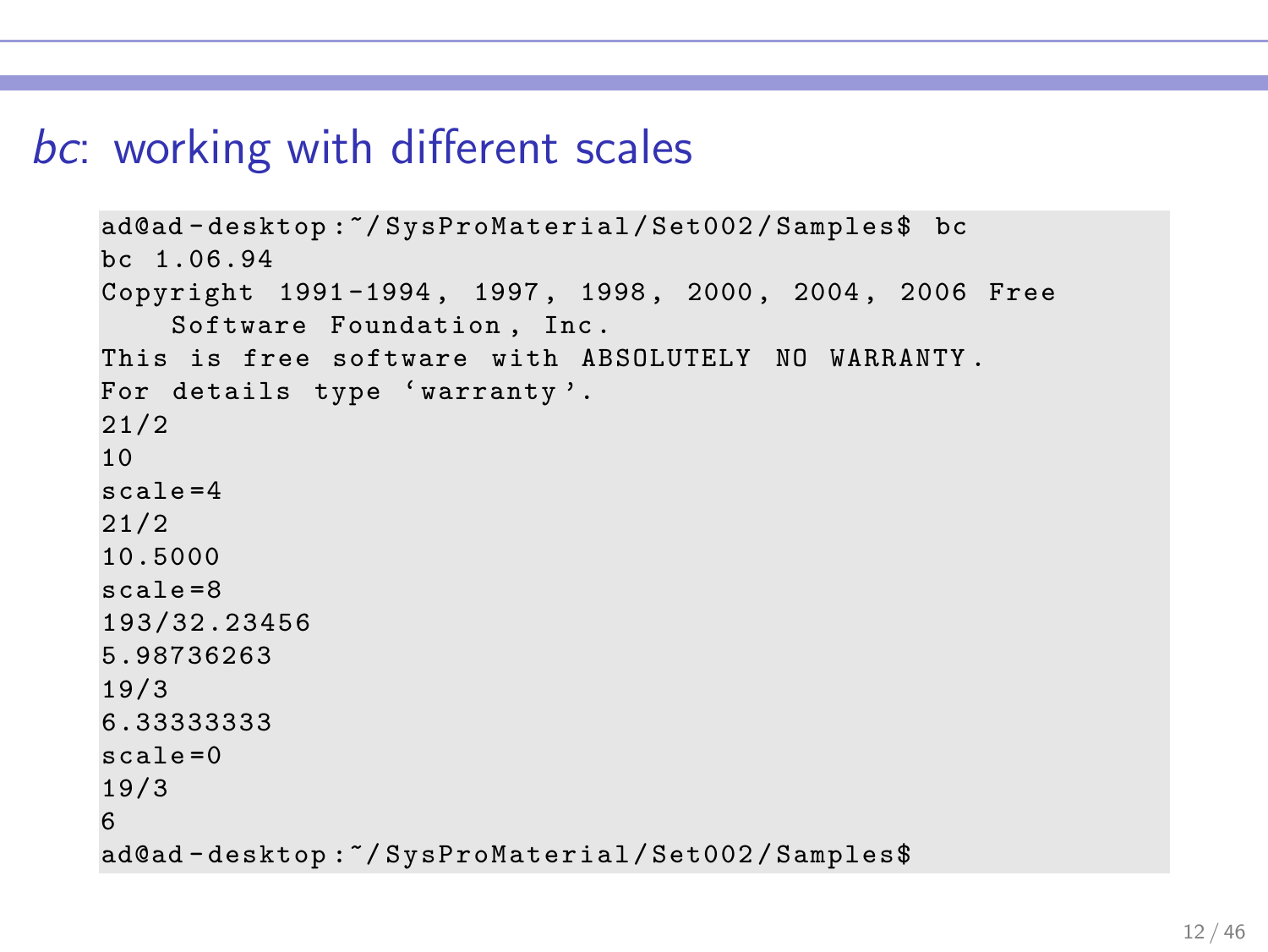## *bc*: working with different scales

```
ad@ad-desktop:~/SysProMaterial/Set002/Samples$ bc
bc 1.06.94
Copyright 1991-1994, 1997, 1998, 2000, 2004, 2006 Free
    Software Foundation, Inc.
This is free software with ABSOLUTELY NO WARRANTY.
For details type `warranty'.
21/2
10
scale=4
21/2
10.5000
scale=8
193/32.23456
5.98736263
19/3
6.33333333
scale=0
19/3
6
ad@ad-desktop:~/SysProMaterial/Set002/Samples$
```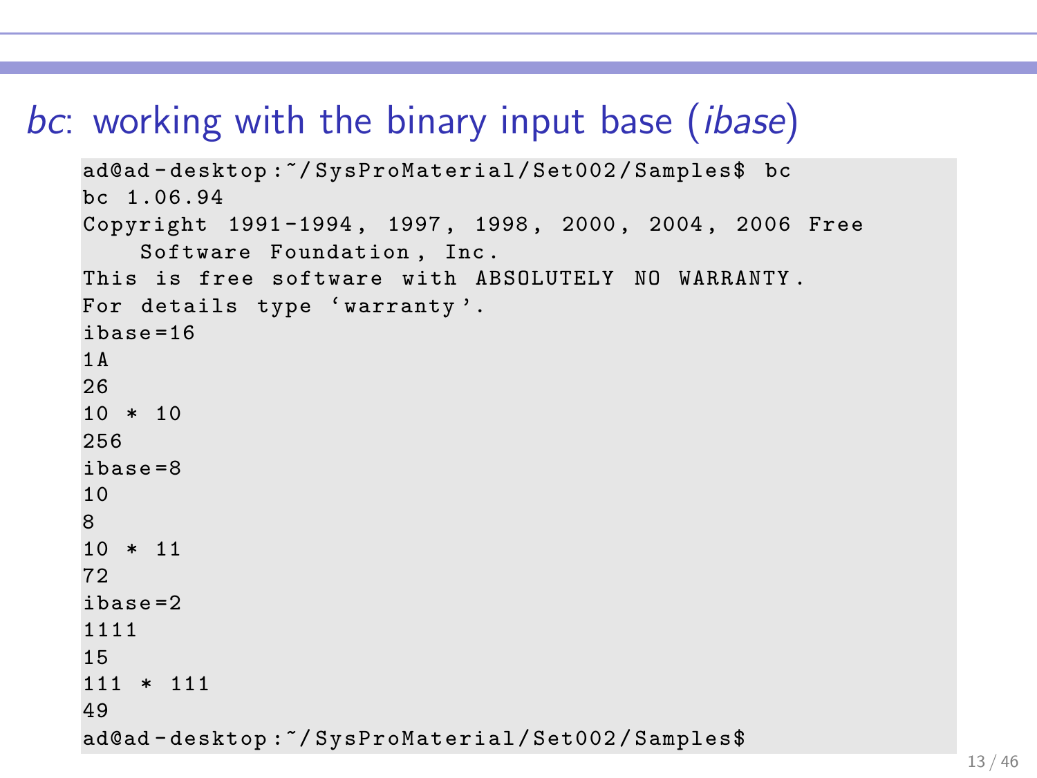# *bc*: working with the binary input base (*ibase*)

```
ad@ad-desktop:~/SysProMaterial/Set002/Samples$ bc
bc 1.06.94
Copyright 1991-1994, 1997, 1998, 2000, 2004, 2006 Free
    Software Foundation, Inc.
This is free software with ABSOLUTELY NO WARRANTY.
For details type ‘warranty’.
ibase=16
1A
26
10 * 10
256
ibase=8
10
8
10 * 11
72
ibase=2
1111
15
111 * 111
49
ad@ad-desktop:~/SysProMaterial/Set002/Samples$
```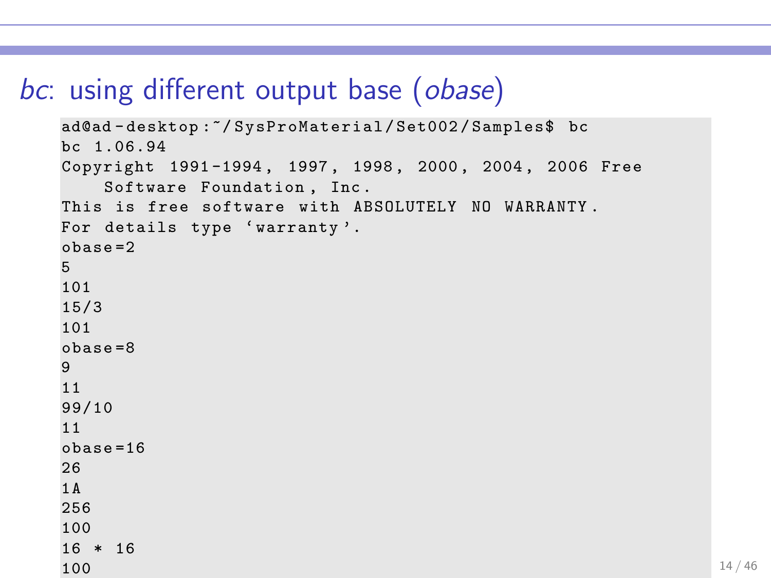## *bc*: using different output base (*obase*)

```
ad@ad-desktop:~/SysProMaterial/Set002/Samples$ bc
bc 1.06.94
Copyright 1991-1994, 1997, 1998, 2000, 2004, 2006 Free
    Software Foundation, Inc.
This is free software with ABSOLUTELY NO WARRANTY.
For details type ‘warranty’.
obase=2
5
101
15/3
101
obase=8
9
11
99/10
11
obase=16
26
1A
256
100
16 * 16
100
```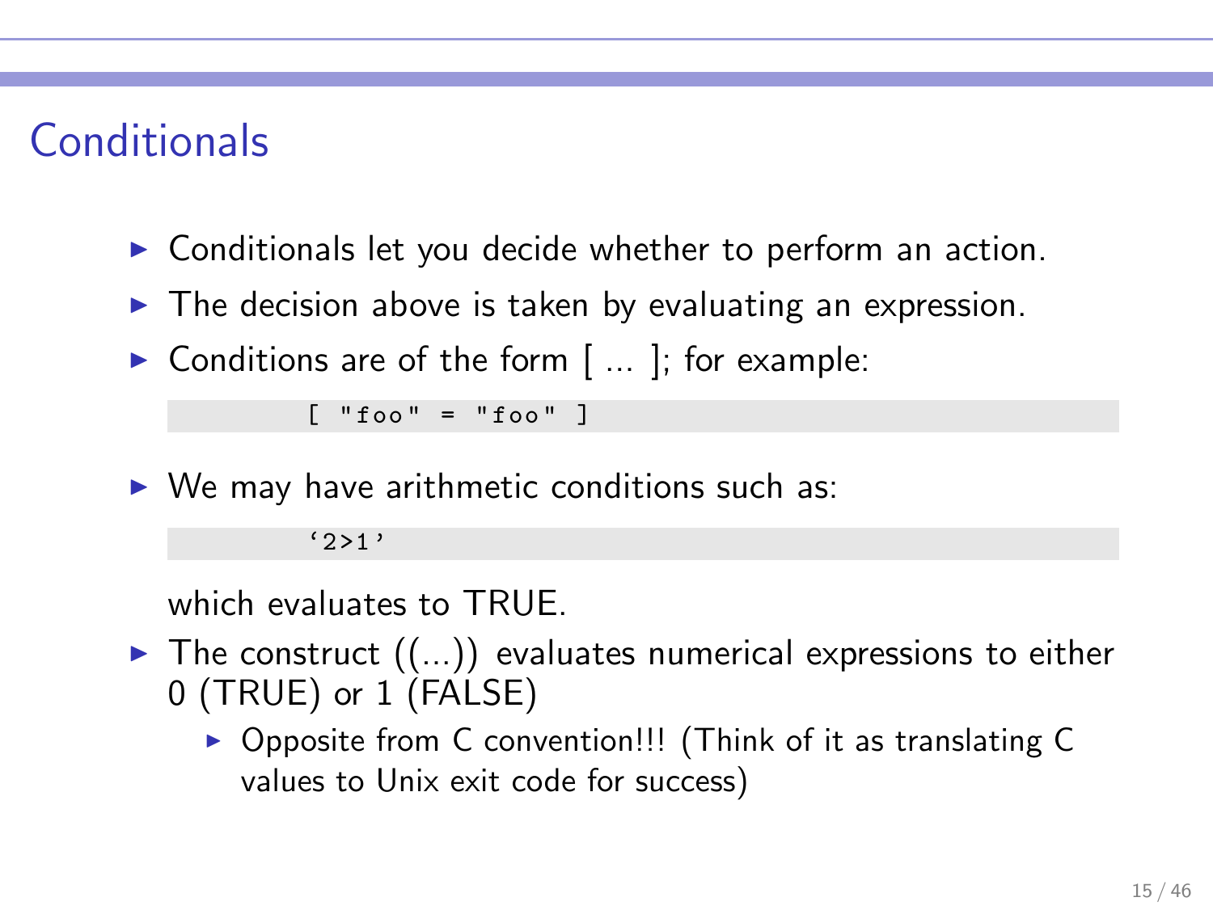# Conditionals

- Conditionals let you decide whether to perform an action.
- The decision above is taken by evaluating an expression.
- Conditions are of the form [ ... ]; for example:

```
        [ "foo" = "foo" ]
```

- We may have arithmetic conditions such as:

```
        '2>1'
```

  which evaluates to TRUE.
- The construct ((...)) evaluates numerical expressions to either 0 (TRUE) or 1 (FALSE)
  - Opposite from C convention!!! (Think of it as translating C values to Unix exit code for success)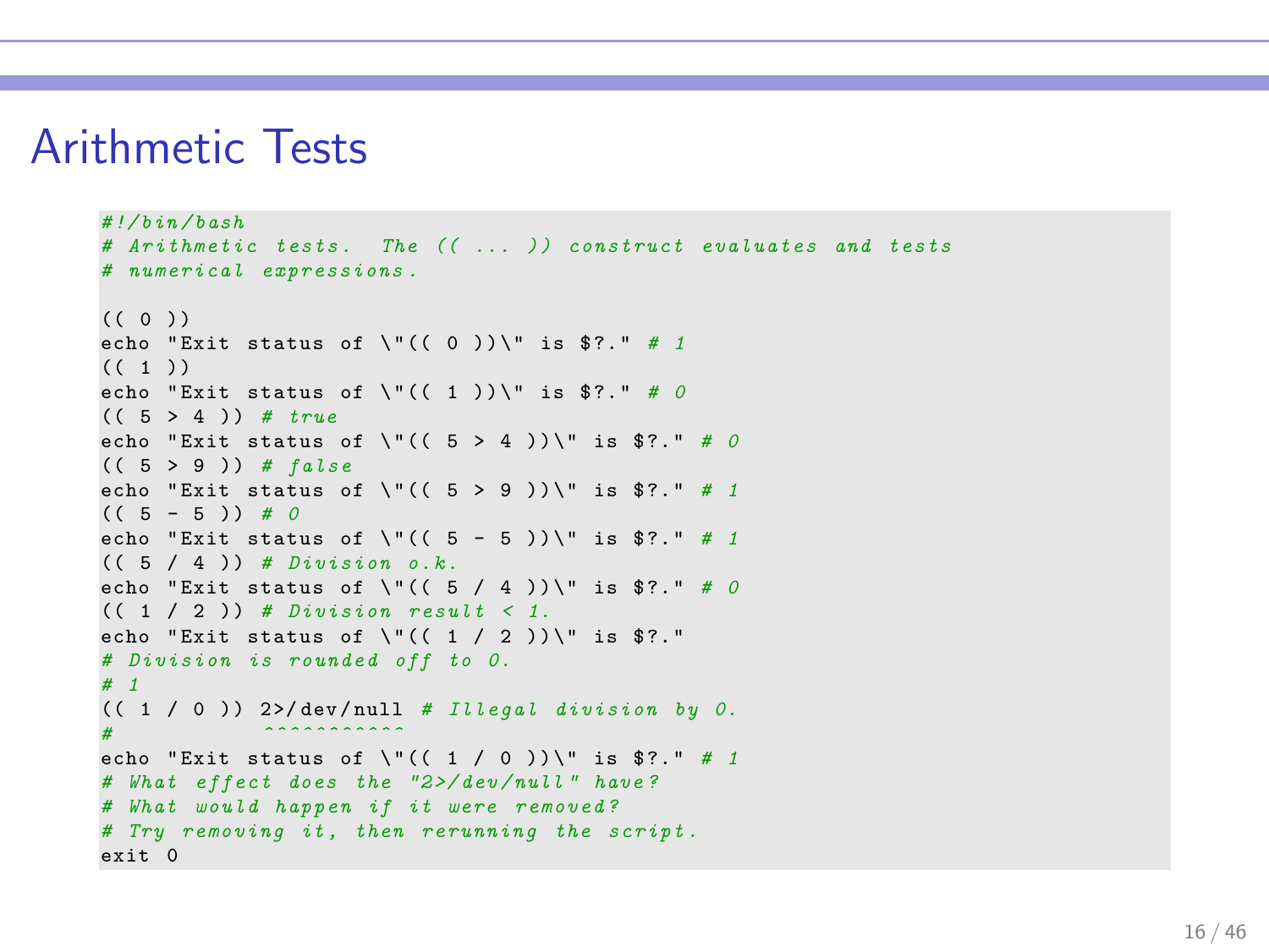# Arithmetic Tests

```bash
#!/bin/bash
# Arithmetic tests.  The (( ... )) construct evaluates and tests
# numerical expressions.

(( 0 ))
echo "Exit status of \"(( 0 ))\" is $?." # 1
(( 1 ))
echo "Exit status of \"(( 1 ))\" is $?." # 0
(( 5 > 4 )) # true
echo "Exit status of \"(( 5 > 4 ))\" is $?." # 0
(( 5 > 9 )) # false
echo "Exit status of \"(( 5 > 9 ))\" is $?." # 1
(( 5 - 5 )) # 0
echo "Exit status of \"(( 5 - 5 ))\" is $?." # 1
(( 5 / 4 )) # Division o.k.
echo "Exit status of \"(( 5 / 4 ))\" is $?." # 0
(( 1 / 2 )) # Division result < 1.
echo "Exit status of \"(( 1 / 2 ))\" is $?."
# Division is rounded off to 0.
# 1
(( 1 / 0 )) 2>/dev/null # Illegal division by 0.
#           ^^^^^^^^^^^
echo "Exit status of \"(( 1 / 0 ))\" is $?." # 1
# What effect does the "2>/dev/null" have?
# What would happen if it were removed?
# Try removing it, then rerunning the script.
exit 0
```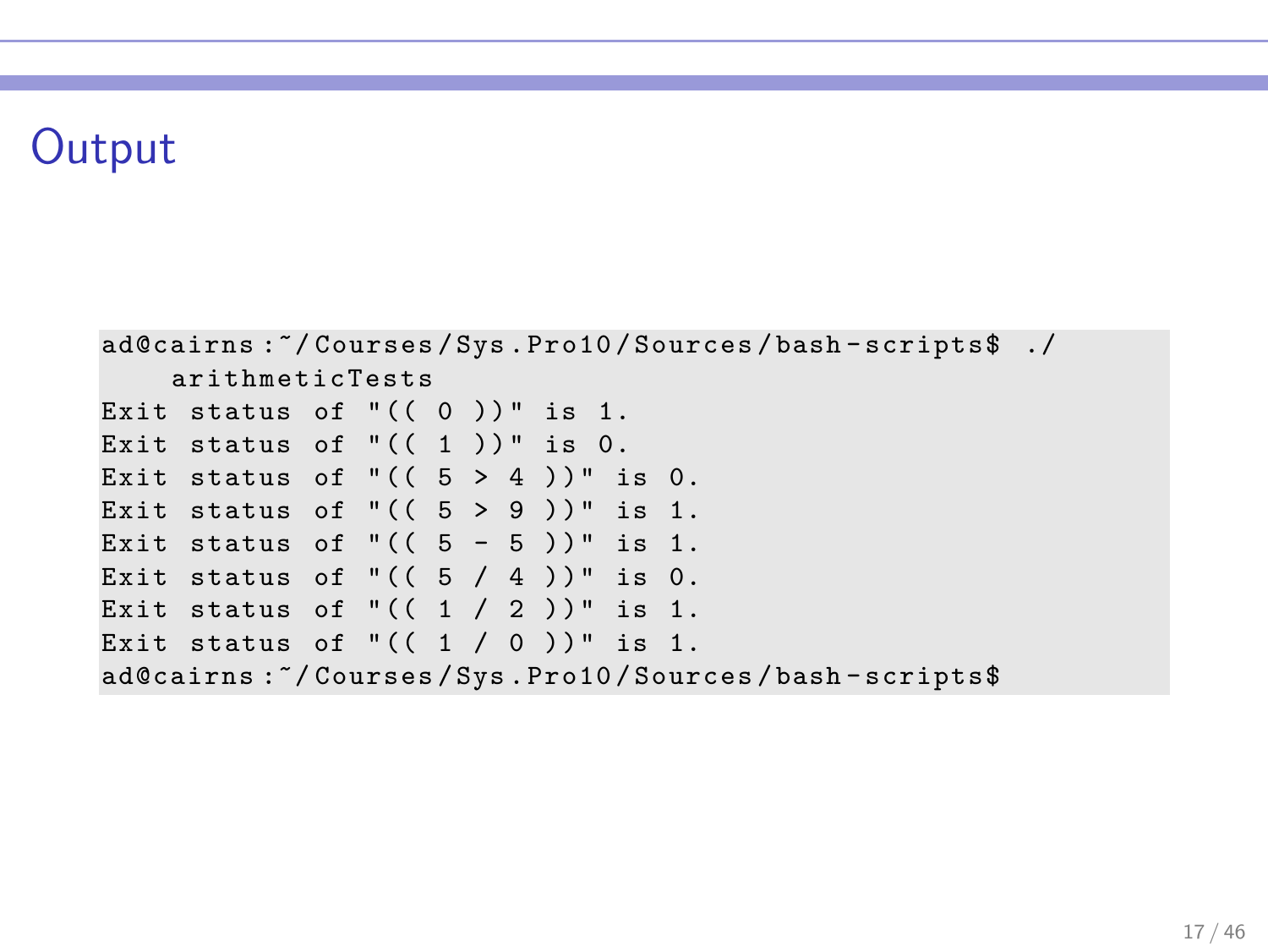# Output

```
ad@cairns:~/Courses/Sys.Pro10/Sources/bash-scripts$ ./
    arithmeticTests
Exit status of "(( 0 ))" is 1.
Exit status of "(( 1 ))" is 0.
Exit status of "(( 5 > 4 ))" is 0.
Exit status of "(( 5 > 9 ))" is 1.
Exit status of "(( 5 - 5 ))" is 1.
Exit status of "(( 5 / 4 ))" is 0.
Exit status of "(( 1 / 2 ))" is 1.
Exit status of "(( 1 / 0 ))" is 1.
ad@cairns:~/Courses/Sys.Pro10/Sources/bash-scripts$
```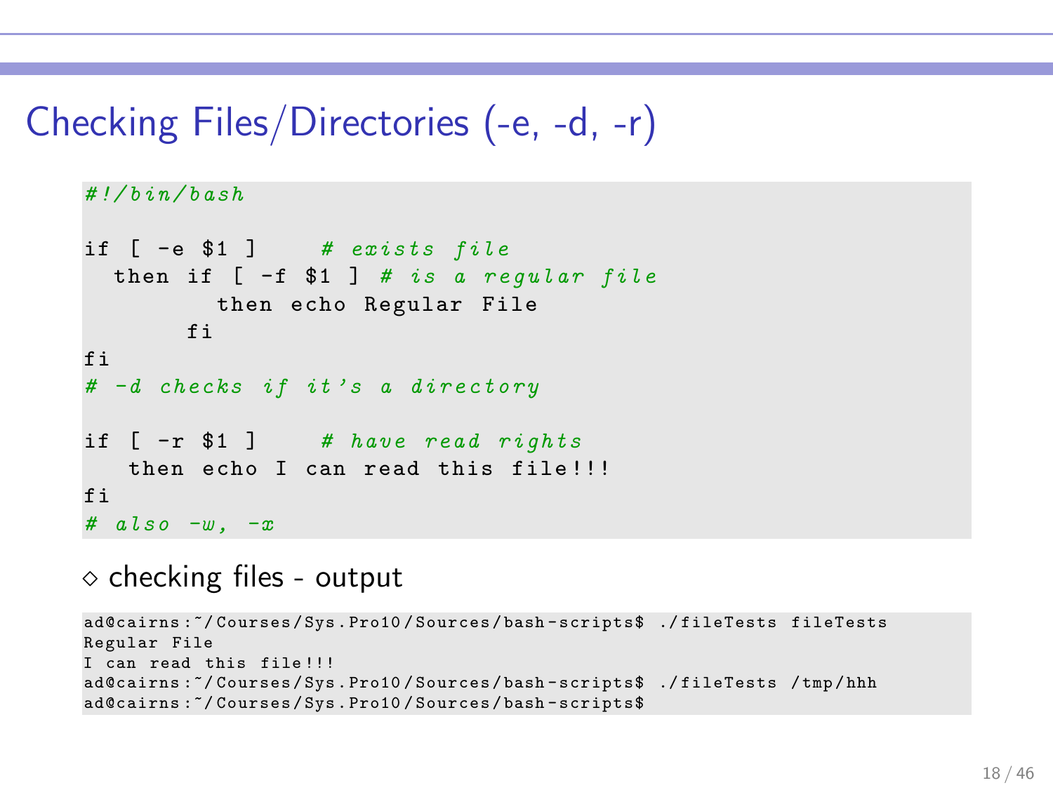# Checking Files/Directories (-e, -d, -r)

```bash
#!/bin/bash

if [ -e $1 ]     # exists file
  then if [ -f $1 ] # is a regular file
         then echo Regular File
       fi
fi
# -d checks if it's a directory

if [ -r $1 ]     # have read rights
   then echo I can read this file!!!
fi
# also -w, -x
```

◇ checking files - output

```
ad@cairns:~/Courses/Sys.Pro10/Sources/bash-scripts$ ./fileTests fileTests
Regular File
I can read this file!!!
ad@cairns:~/Courses/Sys.Pro10/Sources/bash-scripts$ ./fileTests /tmp/hhh
ad@cairns:~/Courses/Sys.Pro10/Sources/bash-scripts$
```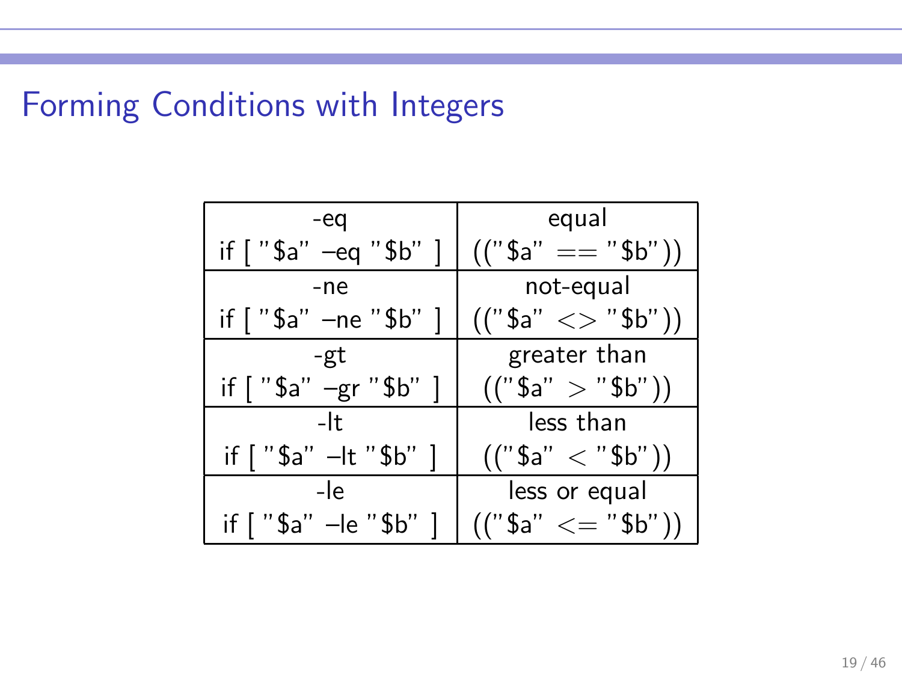# Forming Conditions with Integers

| -eq<br>if [ "$a" –eq "$b" ] | equal<br>(("$a" == "$b")) |
|---|---|
| -ne<br>if [ "$a" –ne "$b" ] | not-equal<br>(("$a" <> "$b")) |
| -gt<br>if [ "$a" –gr "$b" ] | greater than<br>(("$a" > "$b")) |
| -lt<br>if [ "$a" –lt "$b" ] | less than<br>(("$a" < "$b")) |
| -le<br>if [ "$a" –le "$b" ] | less or equal<br>(("$a" <= "$b")) |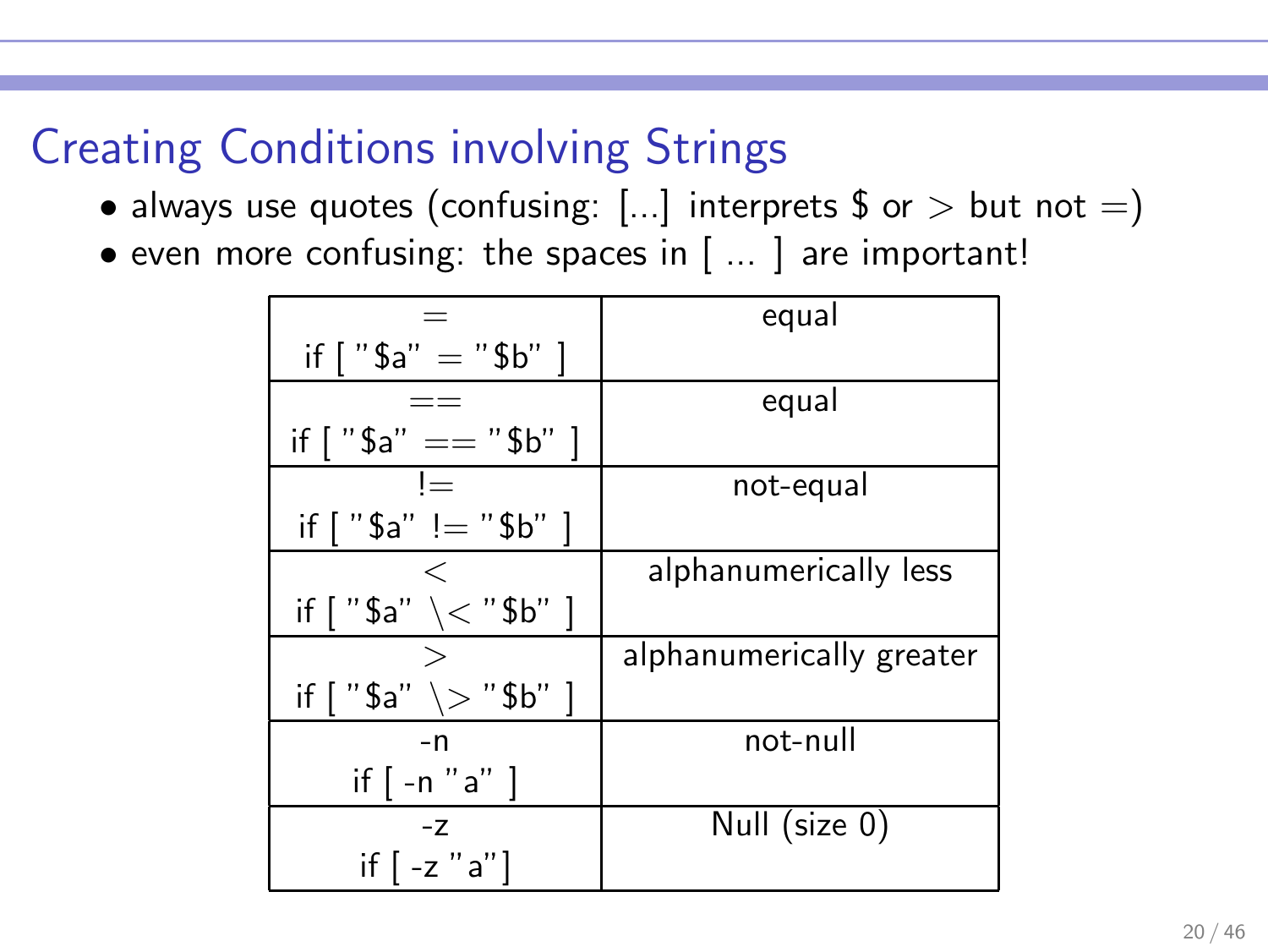## Creating Conditions involving Strings

- always use quotes (confusing: [...] interprets $ or > but not =)
- even more confusing: the spaces in [ ... ] are important!

| | |
|---|---|
| = <br> if [ "$a" = "$b" ] | equal |
| == <br> if [ "$a" == "$b" ] | equal |
| != <br> if [ "$a" != "$b" ] | not-equal |
| < <br> if [ "$a" \< "$b" ] | alphanumerically less |
| > <br> if [ "$a" \> "$b" ] | alphanumerically greater |
| -n <br> if [ -n "a" ] | not-null |
| -z <br> if [ -z "a"] | Null (size 0) |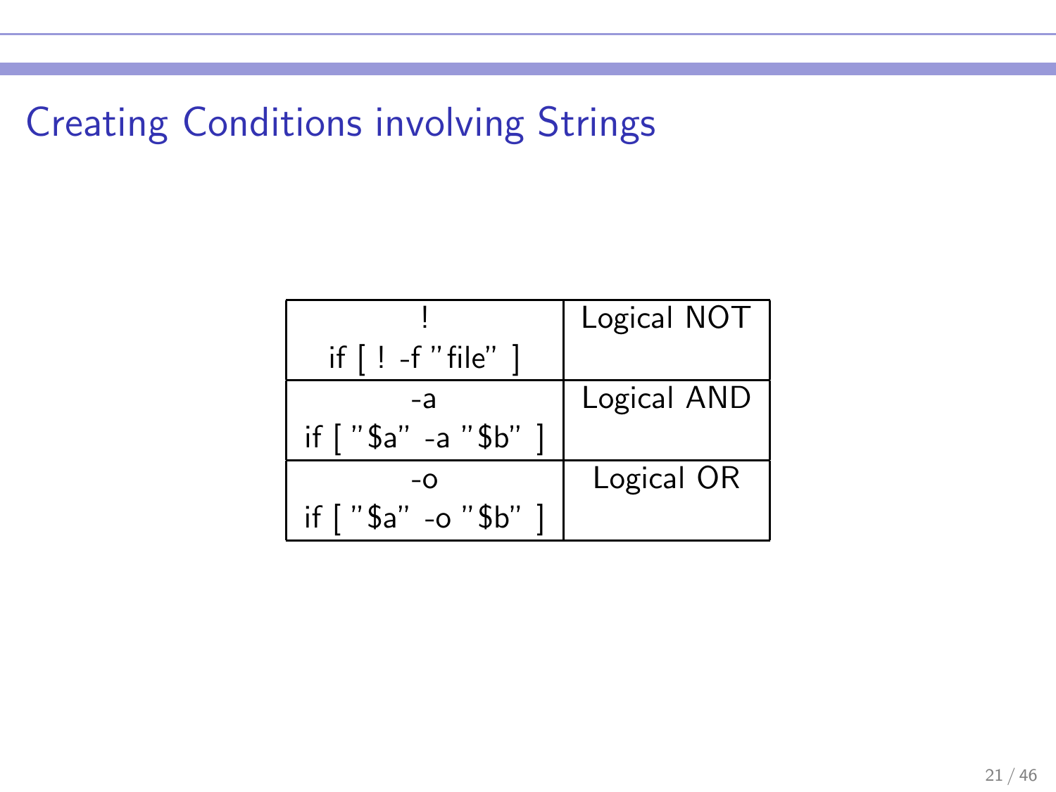# Creating Conditions involving Strings

| ! <br> if [ ! -f "file" ] | Logical NOT |
|---|---|
| -a <br> if [ "$a" -a "$b" ] | Logical AND |
| -o <br> if [ "$a" -o "$b" ] | Logical OR |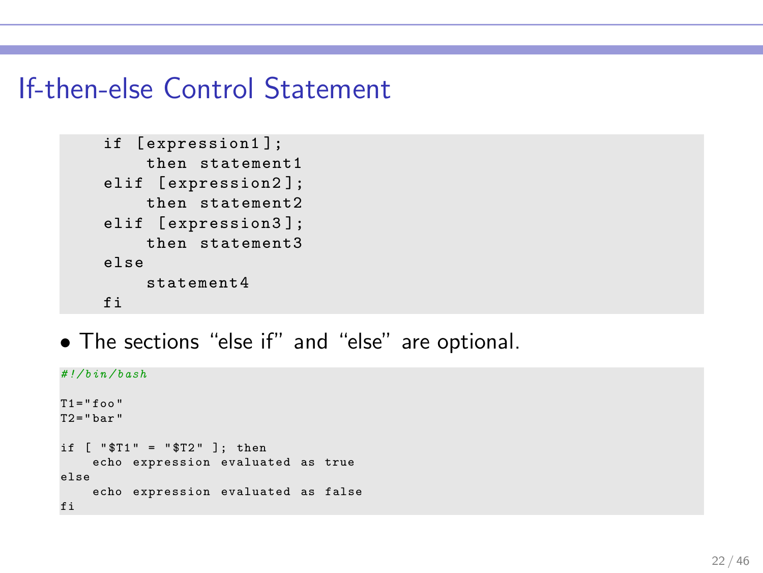# If-then-else Control Statement

```
if [expression1];
    then statement1
elif [expression2];
    then statement2
elif [expression3];
    then statement3
else
    statement4
fi
```

- The sections “else if” and “else” are optional.

```
#!/bin/bash

T1="foo"
T2="bar"

if [ "$T1" = "$T2" ]; then
    echo expression evaluated as true
else
    echo expression evaluated as false
fi
```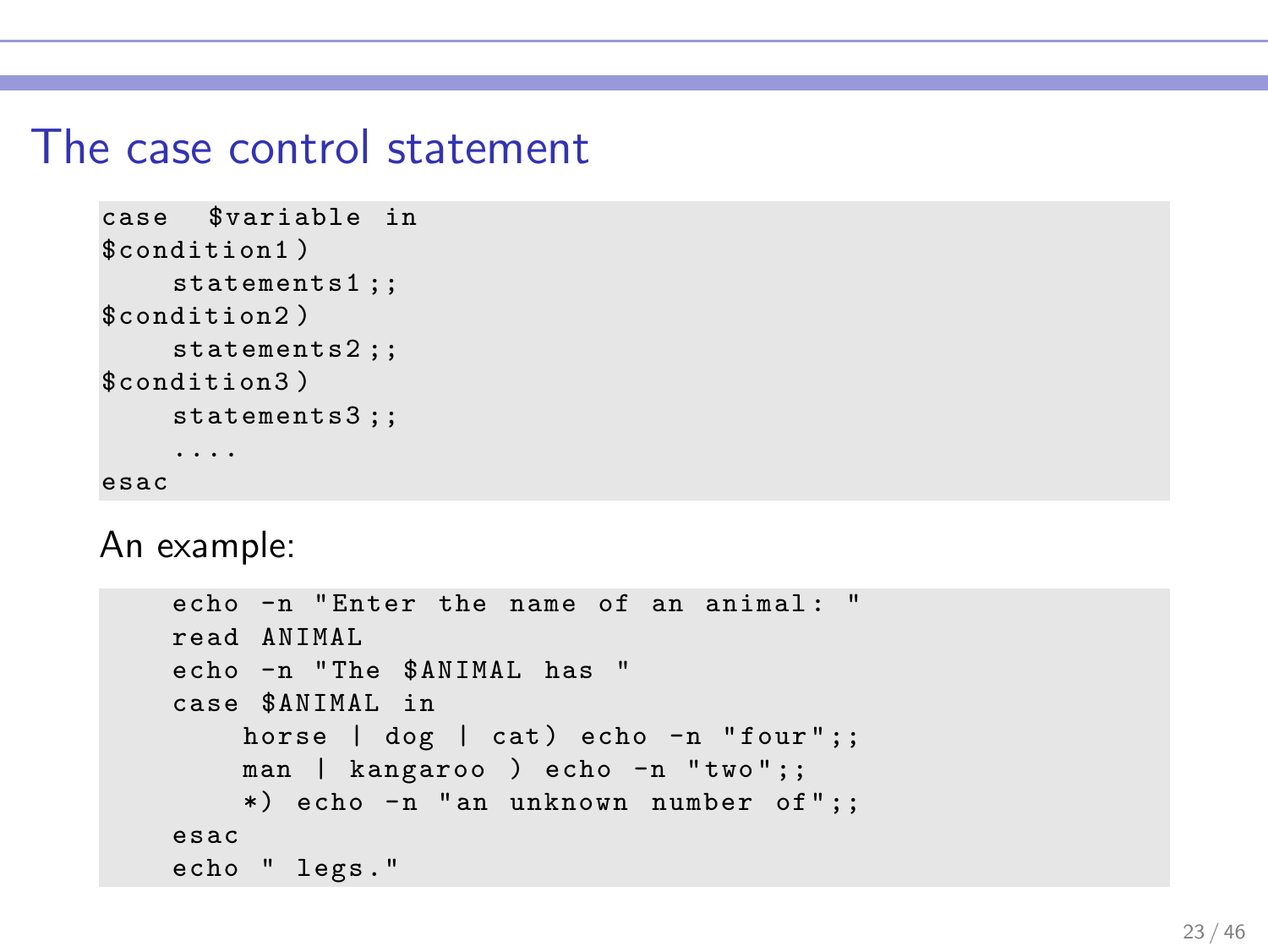# The case control statement

```
case  $variable in
$condition1)
    statements1;;
$condition2)
    statements2;;
$condition3)
    statements3;;
    ....
esac
```

An example:

```
    echo -n "Enter the name of an animal: "
    read ANIMAL
    echo -n "The $ANIMAL has "
    case $ANIMAL in
        horse | dog | cat) echo -n "four";;
        man | kangaroo ) echo -n "two";;
        *) echo -n "an unknown number of";;
    esac
    echo " legs."
```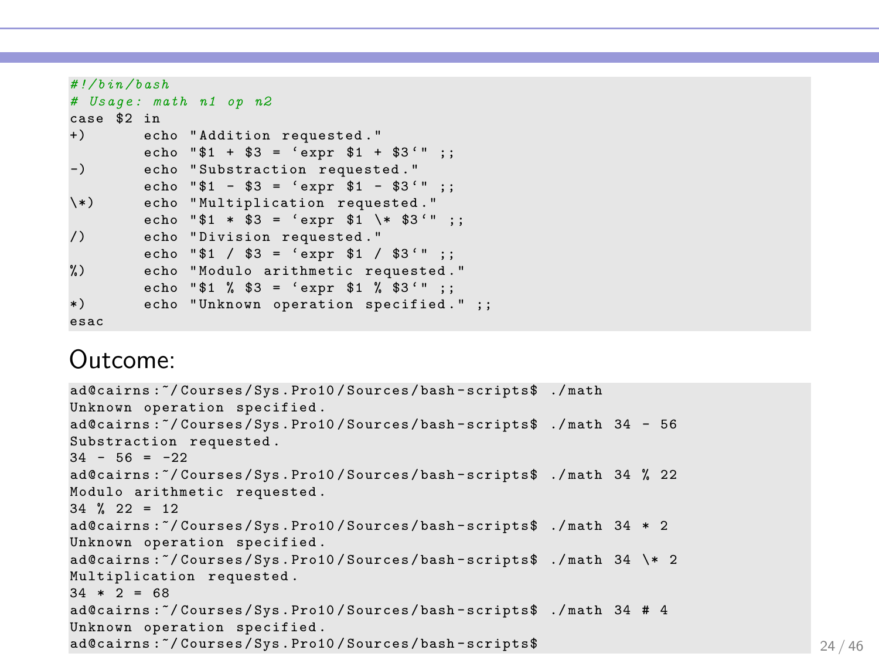```bash
#!/bin/bash
# Usage: math n1 op n2
case $2 in
+)      echo "Addition requested."
        echo "$1 + $3 = `expr $1 + $3`" ;;
-)      echo "Substraction requested."
        echo "$1 - $3 = `expr $1 - $3`" ;;
\*)     echo "Multiplication requested."
        echo "$1 * $3 = `expr $1 \* $3`" ;;
/)      echo "Division requested."
        echo "$1 / $3 = `expr $1 / $3`" ;;
%)      echo "Modulo arithmetic requested."
        echo "$1 % $3 = `expr $1 % $3`" ;;
*)      echo "Unknown operation specified." ;;
esac
```

Outcome:

```
ad@cairns:~/Courses/Sys.Pro10/Sources/bash-scripts$ ./math
Unknown operation specified.
ad@cairns:~/Courses/Sys.Pro10/Sources/bash-scripts$ ./math 34 - 56
Substraction requested.
34 - 56 = -22
ad@cairns:~/Courses/Sys.Pro10/Sources/bash-scripts$ ./math 34 % 22
Modulo arithmetic requested.
34 % 22 = 12
ad@cairns:~/Courses/Sys.Pro10/Sources/bash-scripts$ ./math 34 * 2
Unknown operation specified.
ad@cairns:~/Courses/Sys.Pro10/Sources/bash-scripts$ ./math 34 \* 2
Multiplication requested.
34 * 2 = 68
ad@cairns:~/Courses/Sys.Pro10/Sources/bash-scripts$ ./math 34 # 4
Unknown operation specified.
ad@cairns:~/Courses/Sys.Pro10/Sources/bash-scripts$
```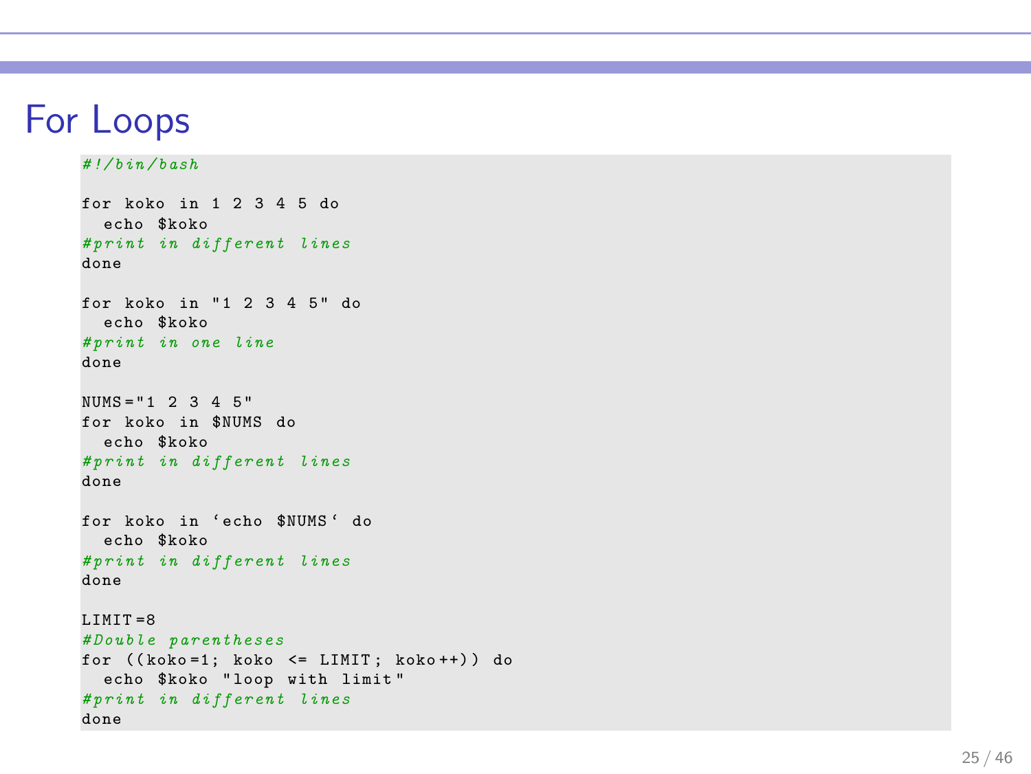# For Loops

```
#!/bin/bash

for koko in 1 2 3 4 5 do
  echo $koko
#print in different lines
done

for koko in "1 2 3 4 5" do
  echo $koko
#print in one line
done

NUMS="1 2 3 4 5"
for koko in $NUMS do
  echo $koko
#print in different lines
done

for koko in `echo $NUMS` do
  echo $koko
#print in different lines
done

LIMIT=8
#Double parentheses
for ((koko=1; koko <= LIMIT; koko++)) do
  echo $koko "loop with limit"
#print in different lines
done
```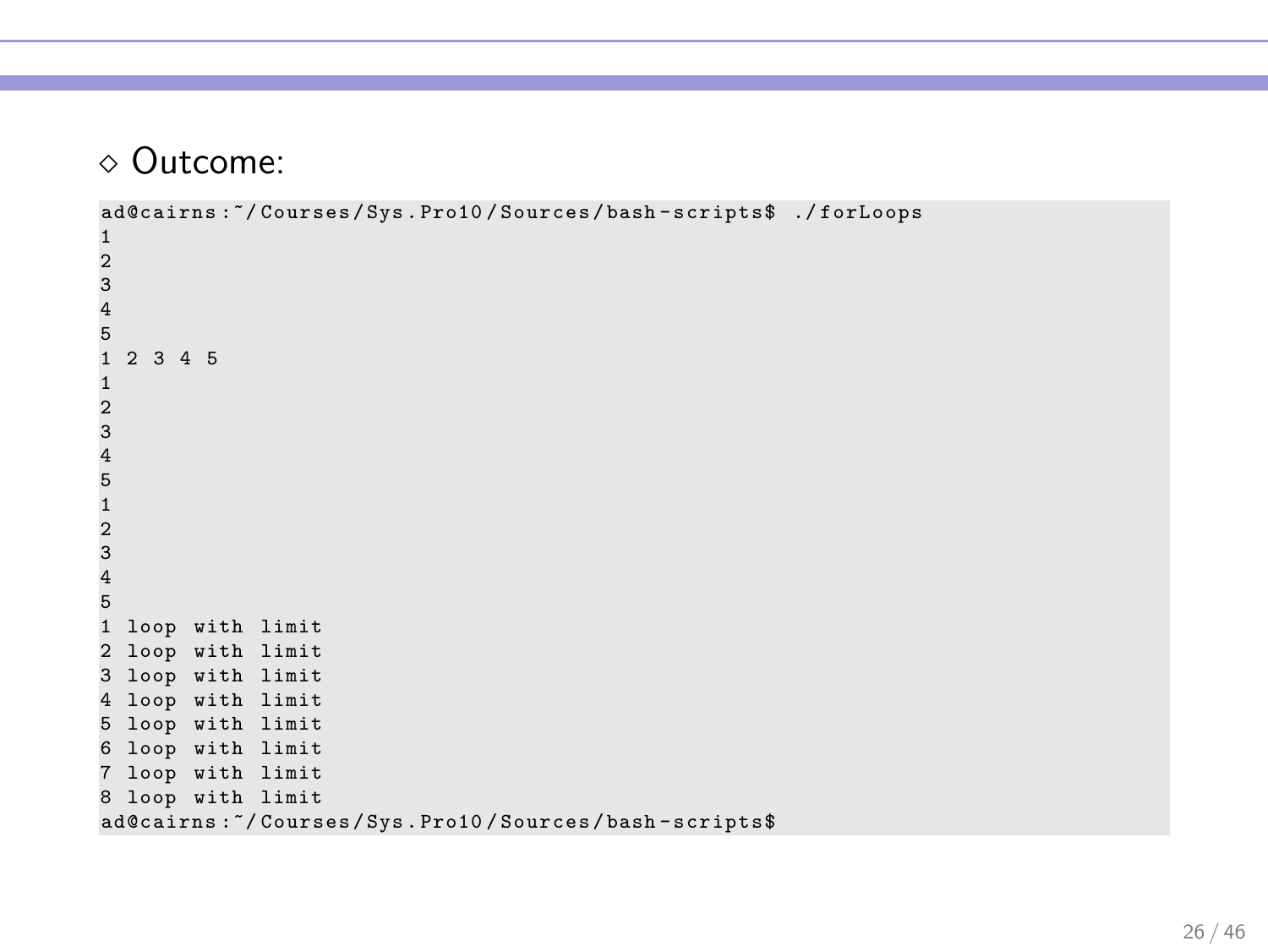- Outcome:

```
ad@cairns:~/Courses/Sys.Pro10/Sources/bash-scripts$ ./forLoops
1
2
3
4
5
1 2 3 4 5
1
2
3
4
5
1
2
3
4
5
1 loop with limit
2 loop with limit
3 loop with limit
4 loop with limit
5 loop with limit
6 loop with limit
7 loop with limit
8 loop with limit
ad@cairns:~/Courses/Sys.Pro10/Sources/bash-scripts$
```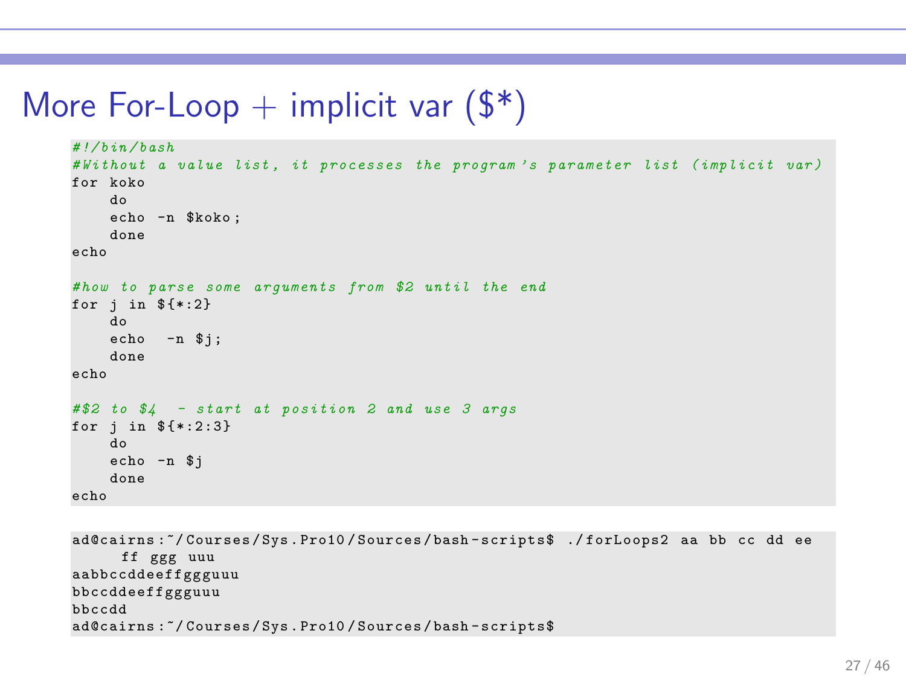# More For-Loop + implicit var ($*)

```bash
#!/bin/bash
#Without a value list, it processes the program's parameter list (implicit var)
for koko
    do
    echo -n $koko;
    done
echo

#how to parse some arguments from $2 until the end
for j in ${*:2}
    do
    echo  -n $j;
    done
echo

#$2 to $4  - start at position 2 and use 3 args
for j in ${*:2:3}
    do
    echo -n $j
    done
echo
```

```
ad@cairns:~/Courses/Sys.Pro10/Sources/bash-scripts$ ./forLoops2 aa bb cc dd ee
     ff ggg uuu
aabbccddeeffggguuu
bbccddeeffggguuu
bbccdd
ad@cairns:~/Courses/Sys.Pro10/Sources/bash-scripts$
```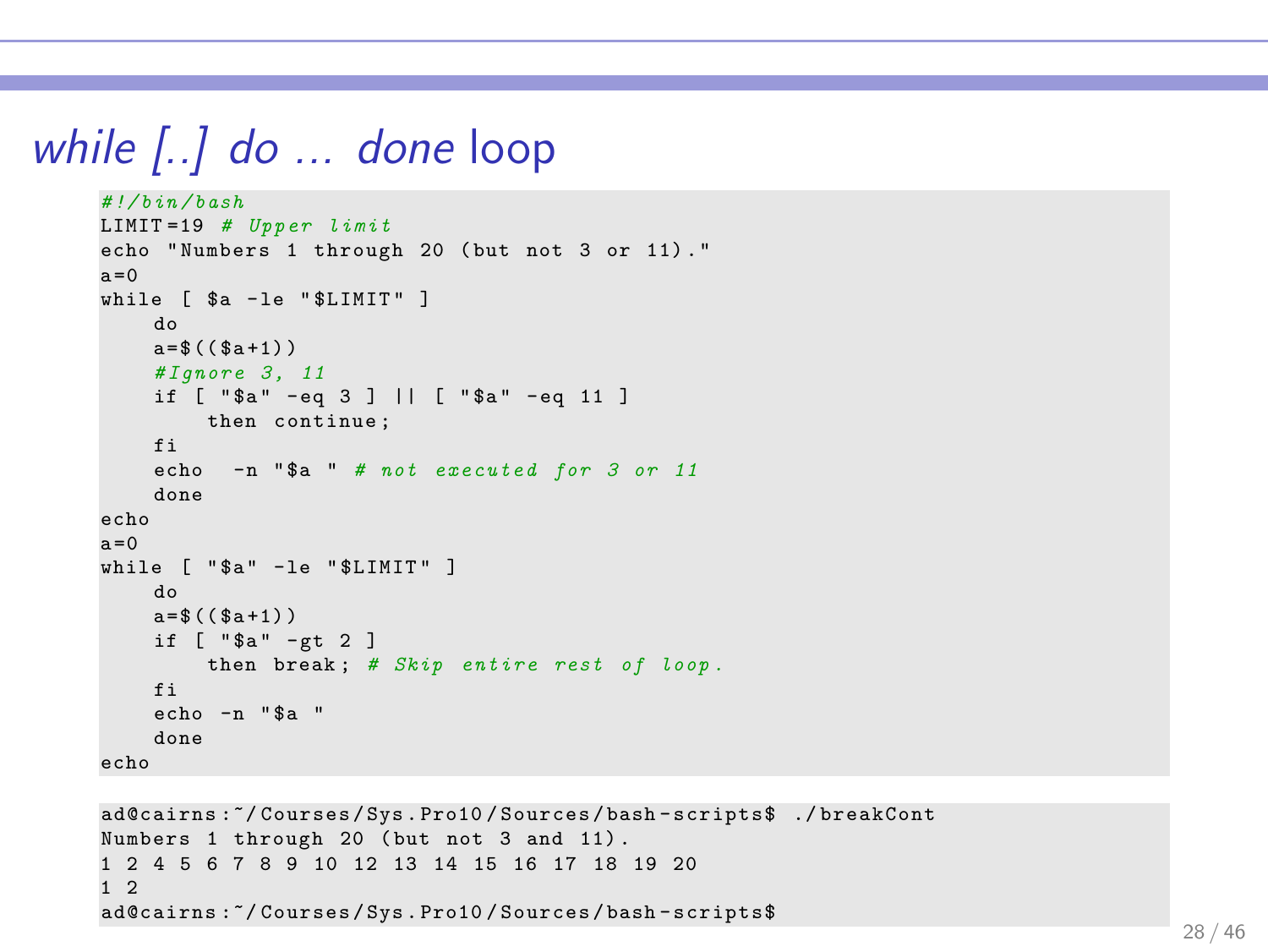# *while [..] do ... done* loop

```
#!/bin/bash
LIMIT=19 # Upper limit
echo "Numbers 1 through 20 (but not 3 or 11)."
a=0
while [ $a -le "$LIMIT" ]
    do
    a=$(($a+1))
    #Ignore 3, 11
    if [ "$a" -eq 3 ] || [ "$a" -eq 11 ]
        then continue;
    fi
    echo  -n "$a " # not executed for 3 or 11
    done
echo
a=0
while [ "$a" -le "$LIMIT" ]
    do
    a=$(($a+1))
    if [ "$a" -gt 2 ]
        then break; # Skip entire rest of loop.
    fi
    echo -n "$a "
    done
echo
```

```
ad@cairns:~/Courses/Sys.Pro10/Sources/bash-scripts$ ./breakCont
Numbers 1 through 20 (but not 3 and 11).
1 2 4 5 6 7 8 9 10 12 13 14 15 16 17 18 19 20
1 2
ad@cairns:~/Courses/Sys.Pro10/Sources/bash-scripts$
```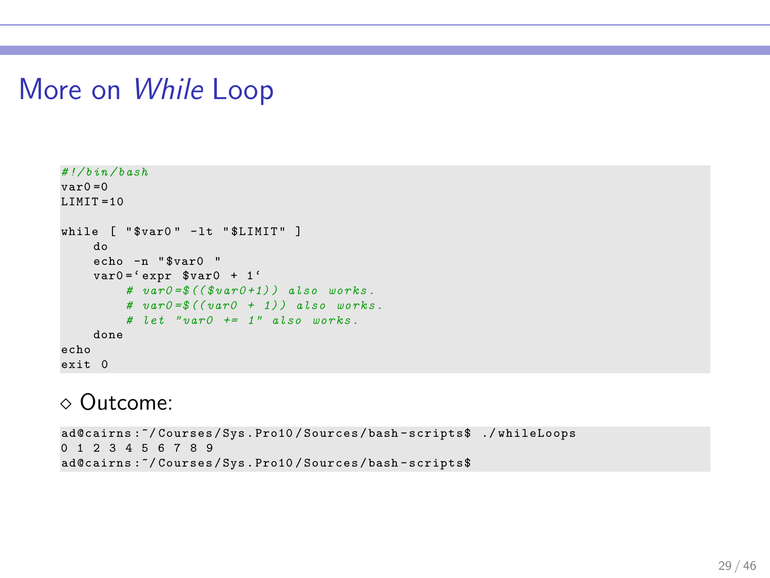# More on *While* Loop

```bash
#!/bin/bash
var0=0
LIMIT=10

while [ "$var0" -lt "$LIMIT" ]
    do
    echo -n "$var0 "
    var0=`expr $var0 + 1`
        # var0=$(($var0+1)) also works.
        # var0=$((var0 + 1)) also works.
        # let "var0 += 1" also works.
    done
echo
exit 0
```

- Outcome:

```
ad@cairns:~/Courses/Sys.Pro10/Sources/bash-scripts$ ./whileLoops
0 1 2 3 4 5 6 7 8 9
ad@cairns:~/Courses/Sys.Pro10/Sources/bash-scripts$
```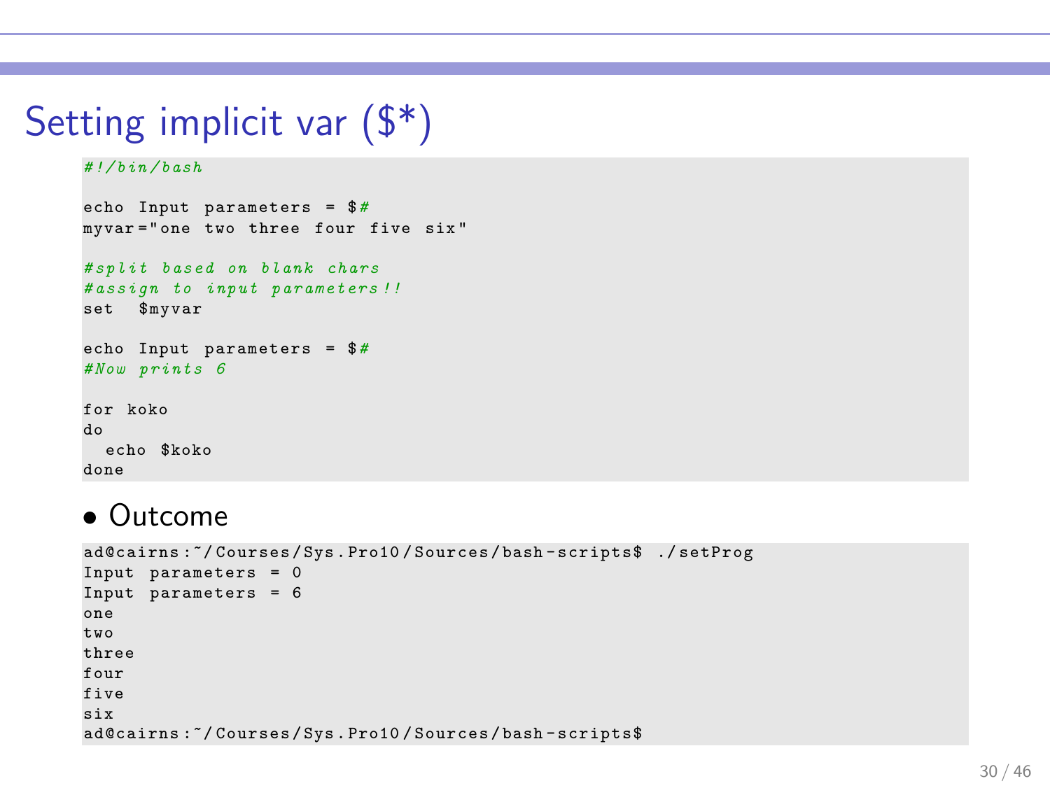# Setting implicit var ($*)

```bash
#!/bin/bash

echo Input parameters = $#
myvar="one two three four five six"

#split based on blank chars
#assign to input parameters!!
set  $myvar

echo Input parameters = $#
#Now prints 6

for koko
do
  echo $koko
done
```

- Outcome

```
ad@cairns:~/Courses/Sys.Pro10/Sources/bash-scripts$ ./setProg
Input parameters = 0
Input parameters = 6
one
two
three
four
five
six
ad@cairns:~/Courses/Sys.Pro10/Sources/bash-scripts$
```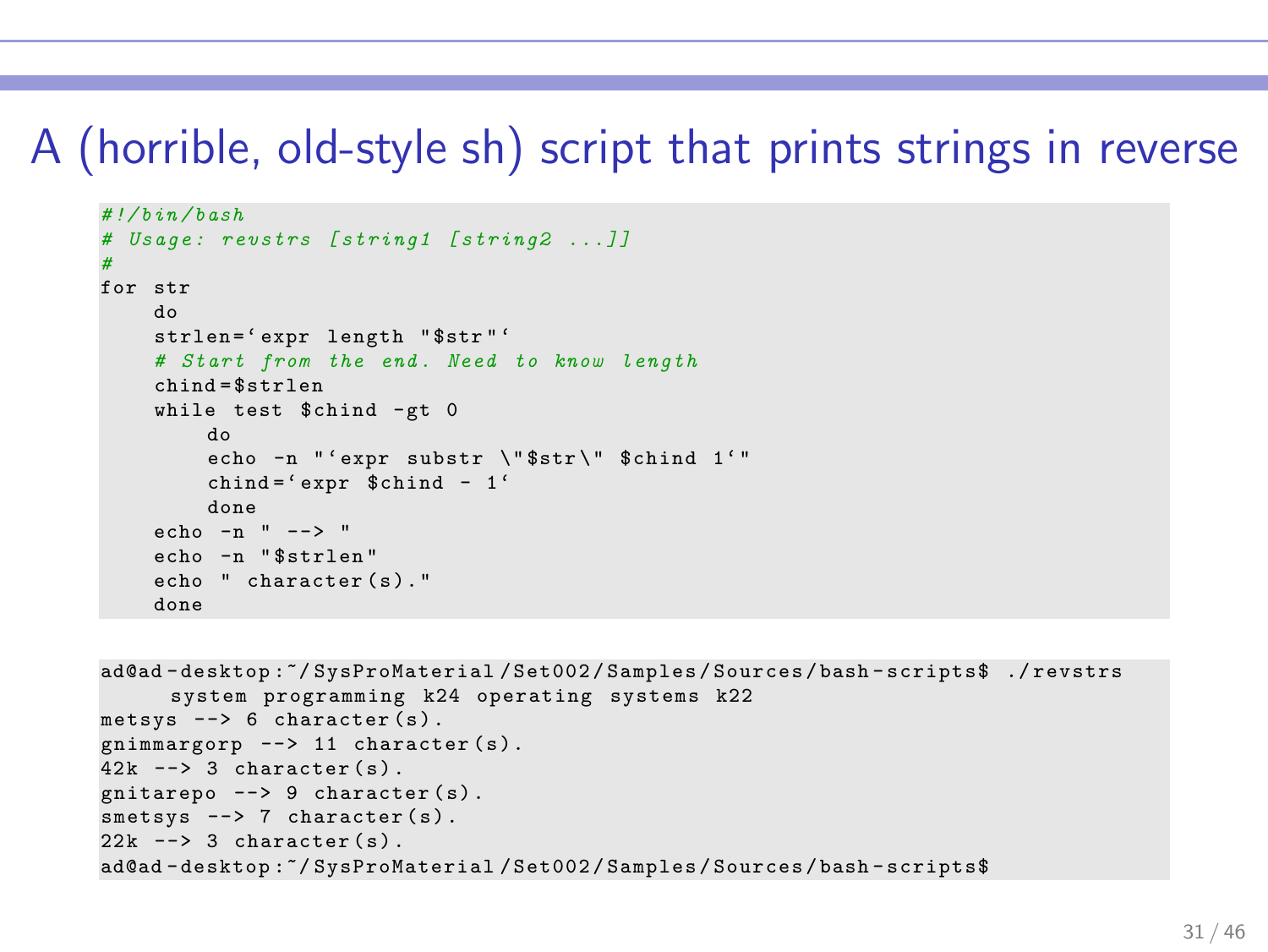# A (horrible, old-style sh) script that prints strings in reverse

```
#!/bin/bash
# Usage: revstrs [string1 [string2 ...]]
#
for str
    do
    strlen=`expr length "$str"`
    # Start from the end. Need to know length
    chind=$strlen
    while test $chind -gt 0
        do
        echo -n "`expr substr \"$str\" $chind 1`"
        chind=`expr $chind - 1`
        done
    echo -n " --> "
    echo -n "$strlen"
    echo " character(s)."
    done
```

```
ad@ad-desktop:~/SysProMaterial/Set002/Samples/Sources/bash-scripts$ ./revstrs
     system programming k24 operating systems k22
metsys --> 6 character(s).
gnimmargorp --> 11 character(s).
42k --> 3 character(s).
gnitarepo --> 9 character(s).
smetsys --> 7 character(s).
22k --> 3 character(s).
ad@ad-desktop:~/SysProMaterial/Set002/Samples/Sources/bash-scripts$
```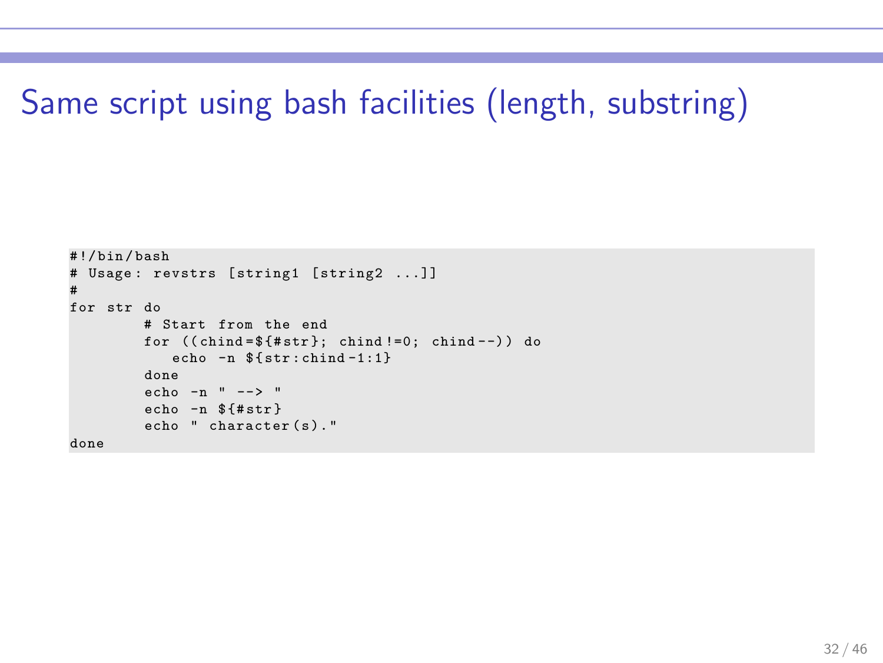# Same script using bash facilities (length, substring)

```
#!/bin/bash
# Usage: revstrs [string1 [string2 ...]]
#
for str do
        # Start from the end
        for ((chind=${#str}; chind!=0; chind--)) do
           echo -n ${str:chind-1:1}
        done
        echo -n " --> "
        echo -n ${#str}
        echo " character(s)."
done
```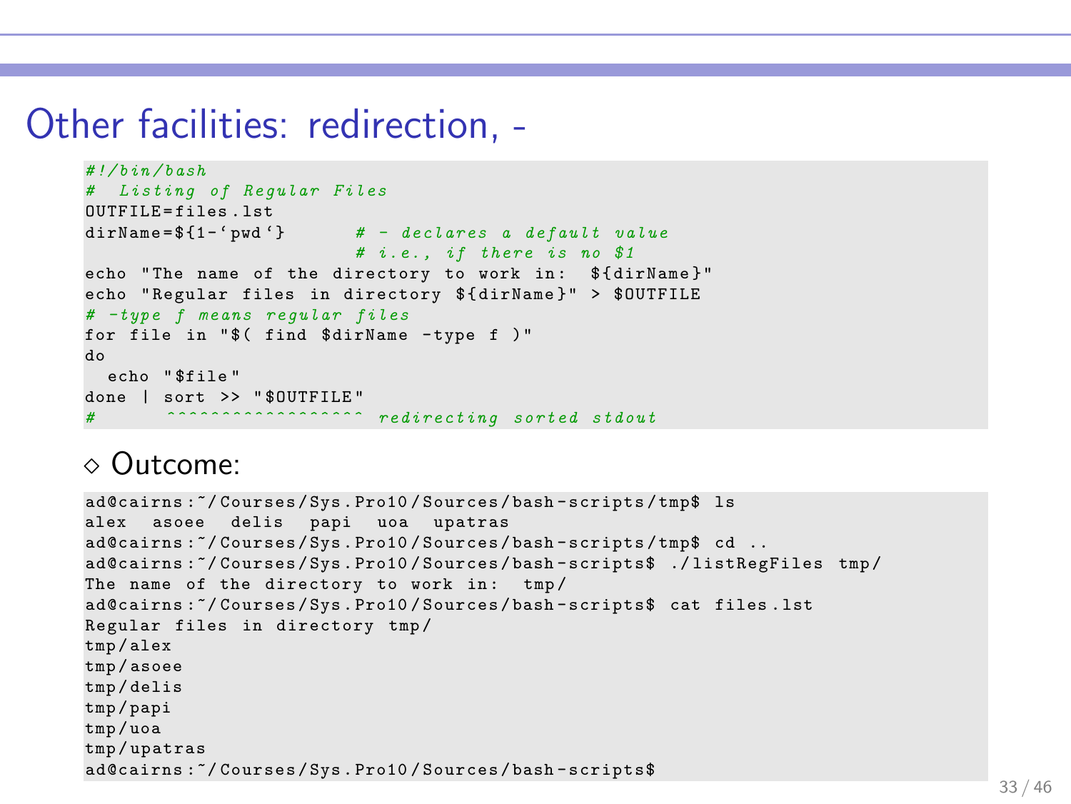# Other facilities: redirection, -

```bash
#!/bin/bash
#  Listing of Regular Files
OUTFILE=files.lst
dirName=${1-`pwd`}        # - declares a default value
                          # i.e., if there is no $1
echo "The name of the directory to work in:  ${dirName}"
echo "Regular files in directory ${dirName}" > $OUTFILE
# -type f means regular files
for file in "$( find $dirName -type f )"
do
  echo "$file"
done | sort >> "$OUTFILE"
#       ^^^^^^^^^^^^^^^^^^ redirecting sorted stdout
```

◇ Outcome:

```
ad@cairns:~/Courses/Sys.Pro10/Sources/bash-scripts/tmp$ ls
alex  asoee  delis  papi  uoa  upatras
ad@cairns:~/Courses/Sys.Pro10/Sources/bash-scripts/tmp$ cd ..
ad@cairns:~/Courses/Sys.Pro10/Sources/bash-scripts$ ./listRegFiles tmp/
The name of the directory to work in:  tmp/
ad@cairns:~/Courses/Sys.Pro10/Sources/bash-scripts$ cat files.lst
Regular files in directory tmp/
tmp/alex
tmp/asoee
tmp/delis
tmp/papi
tmp/uoa
tmp/upatras
ad@cairns:~/Courses/Sys.Pro10/Sources/bash-scripts$
```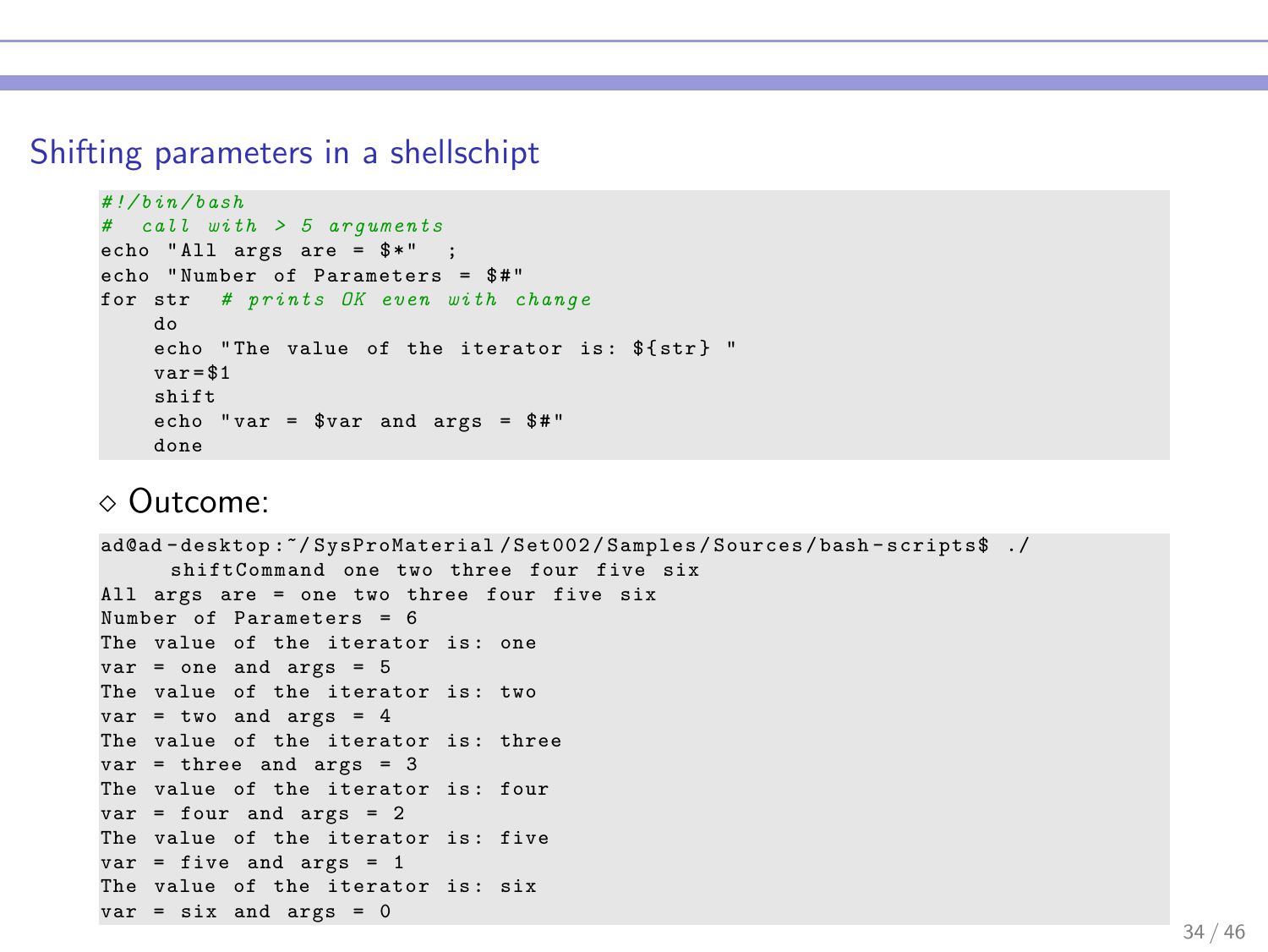## Shifting parameters in a shellschipt

```
#!/bin/bash
#  call with > 5 arguments
echo "All args are = $*"  ;
echo "Number of Parameters = $#"
for str  # prints OK even with change
    do
    echo "The value of the iterator is: ${str} "
    var=$1
    shift
    echo "var = $var and args = $#"
    done
```

◇ Outcome:

```
ad@ad-desktop:~/SysProMaterial/Set002/Samples/Sources/bash-scripts$ ./
      shiftCommand one two three four five six
All args are = one two three four five six
Number of Parameters = 6
The value of the iterator is: one
var = one and args = 5
The value of the iterator is: two
var = two and args = 4
The value of the iterator is: three
var = three and args = 3
The value of the iterator is: four
var = four and args = 2
The value of the iterator is: five
var = five and args = 1
The value of the iterator is: six
var = six and args = 0
```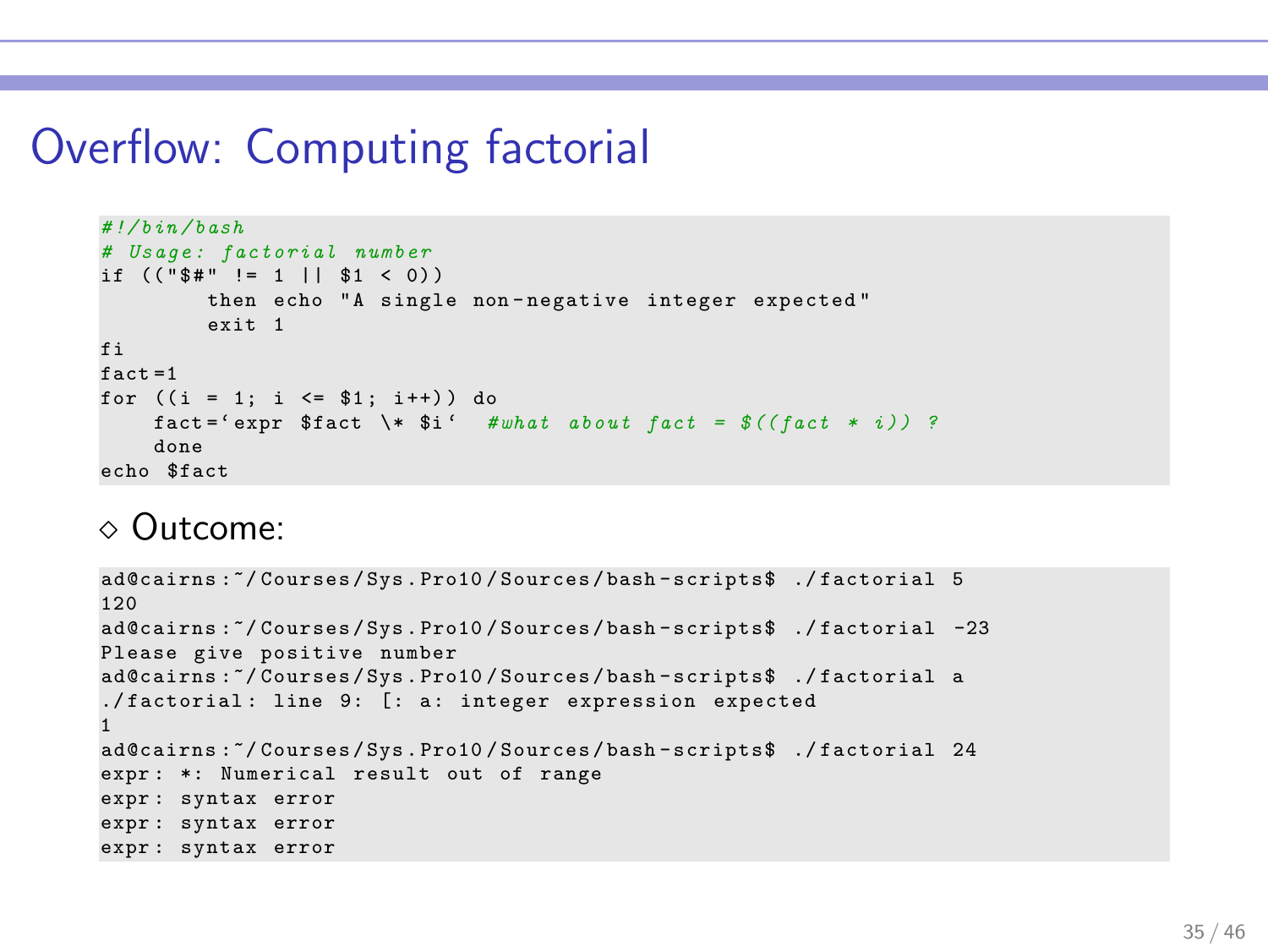# Overflow: Computing factorial

```bash
#!/bin/bash
# Usage: factorial number
if (("$#" != 1 || $1 < 0))
        then echo "A single non-negative integer expected"
        exit 1
fi
fact=1
for ((i = 1; i <= $1; i++)) do
    fact=`expr $fact \* $i`  #what about fact = $((fact * i)) ?
    done
echo $fact
```

◇ Outcome:

```
ad@cairns:~/Courses/Sys.Pro10/Sources/bash-scripts$ ./factorial 5
120
ad@cairns:~/Courses/Sys.Pro10/Sources/bash-scripts$ ./factorial -23
Please give positive number
ad@cairns:~/Courses/Sys.Pro10/Sources/bash-scripts$ ./factorial a
./factorial: line 9: [: a: integer expression expected
1
ad@cairns:~/Courses/Sys.Pro10/Sources/bash-scripts$ ./factorial 24
expr: *: Numerical result out of range
expr: syntax error
expr: syntax error
expr: syntax error
```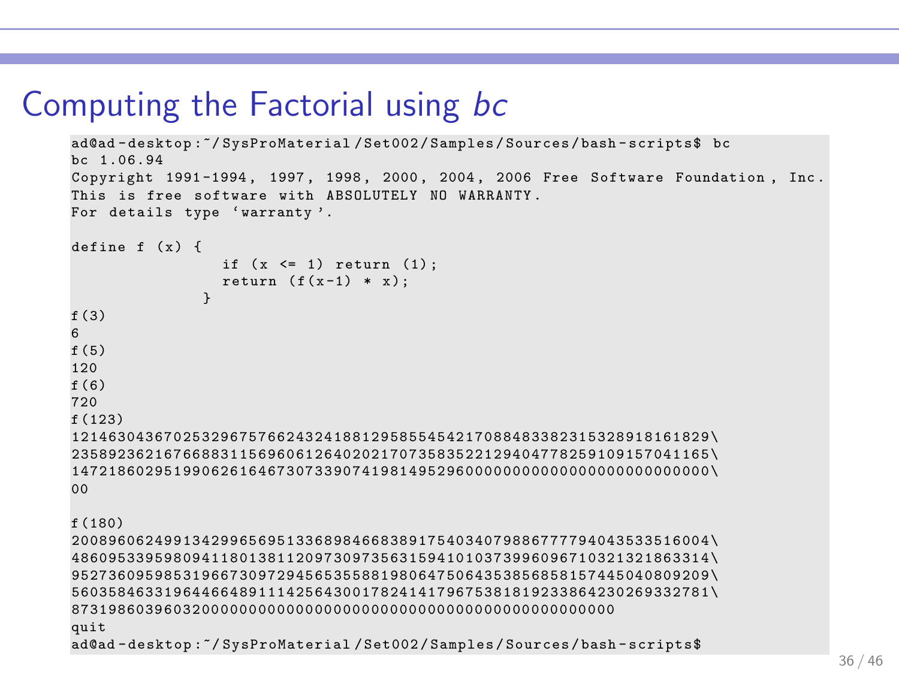# Computing the Factorial using *bc*

```
ad@ad-desktop:~/SysProMaterial/Set002/Samples/Sources/bash-scripts$ bc
bc 1.06.94
Copyright 1991-1994, 1997, 1998, 2000, 2004, 2006 Free Software Foundation, Inc.
This is free software with ABSOLUTELY NO WARRANTY.
For details type `warranty'.

define f (x) {
                if (x <= 1) return (1);
                return (f(x-1) * x);
              }
f(3)
6
f(5)
120
f(6)
720
f(123)
12146304367025329675766243241881295855454217088483382315328918161829\
23589236216766883115696061264020217073583522129404778259109157041165\
14721860295199062616467307339074198149529600000000000000000000000000\
00

f(180)
20089606249913429965695133689846683891754034079886777940435335160044\
48609533959809411801381120973097356315941010373996096710321321863314\
95273609598531966730972945653558819806475064353856858157445040809209\
56035846331964466489111425643001782414179675381819233864230269332781\
8731986039603200000000000000000000000000000000000000000000
quit
ad@ad-desktop:~/SysProMaterial/Set002/Samples/Sources/bash-scripts$
```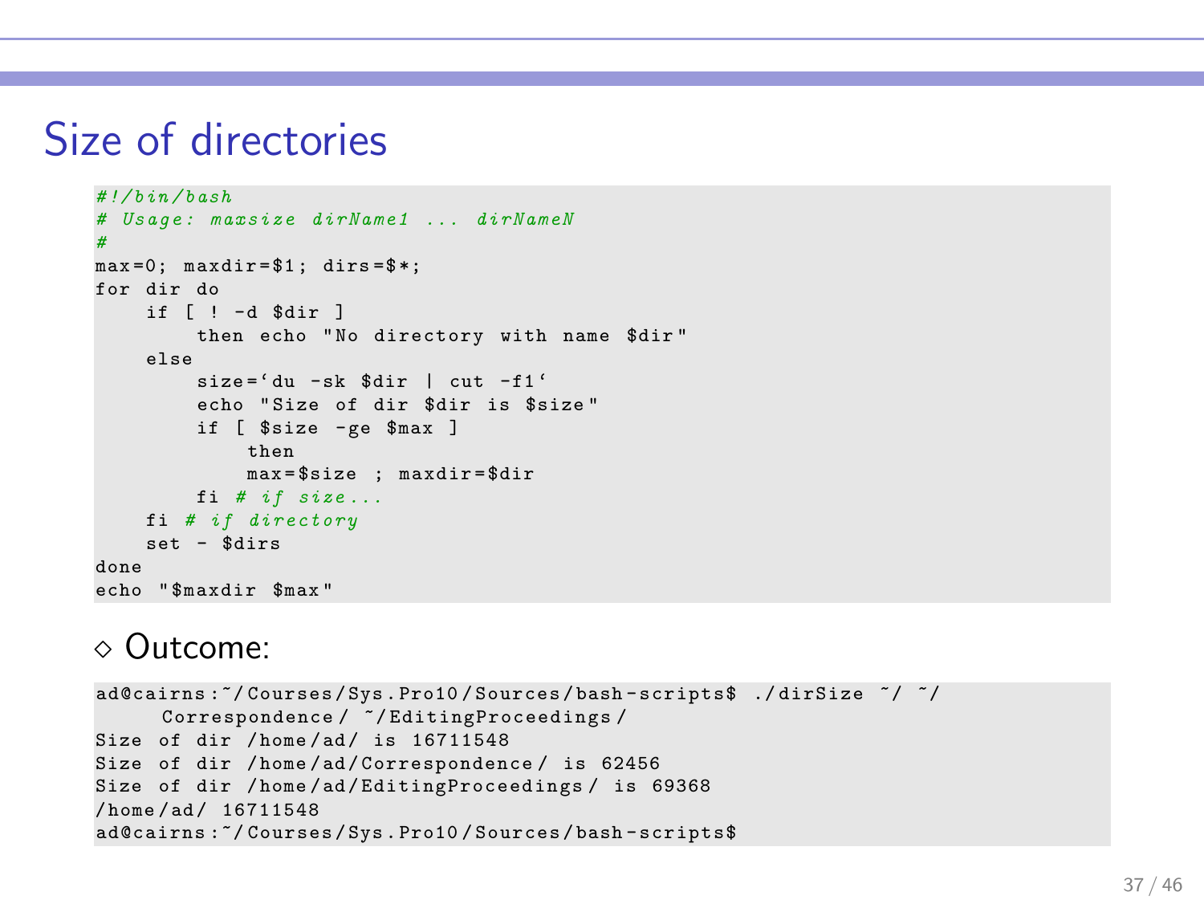# Size of directories

```
#!/bin/bash
# Usage: maxsize dirName1 ... dirNameN
#
max=0; maxdir=$1; dirs=$*;
for dir do
    if [ ! -d $dir ]
        then echo "No directory with name $dir"
    else
        size=`du -sk $dir | cut -f1`
        echo "Size of dir $dir is $size"
        if [ $size -ge $max ]
            then
            max=$size ; maxdir=$dir
        fi # if size...
    fi # if directory
    set - $dirs
done
echo "$maxdir $max"
```

◇ Outcome:

```
ad@cairns:~/Courses/Sys.Pro10/Sources/bash-scripts$ ./dirSize ~/ ~/
     Correspondence/ ~/EditingProceedings/
Size of dir /home/ad/ is 16711548
Size of dir /home/ad/Correspondence/ is 62456
Size of dir /home/ad/EditingProceedings/ is 69368
/home/ad/ 16711548
ad@cairns:~/Courses/Sys.Pro10/Sources/bash-scripts$
```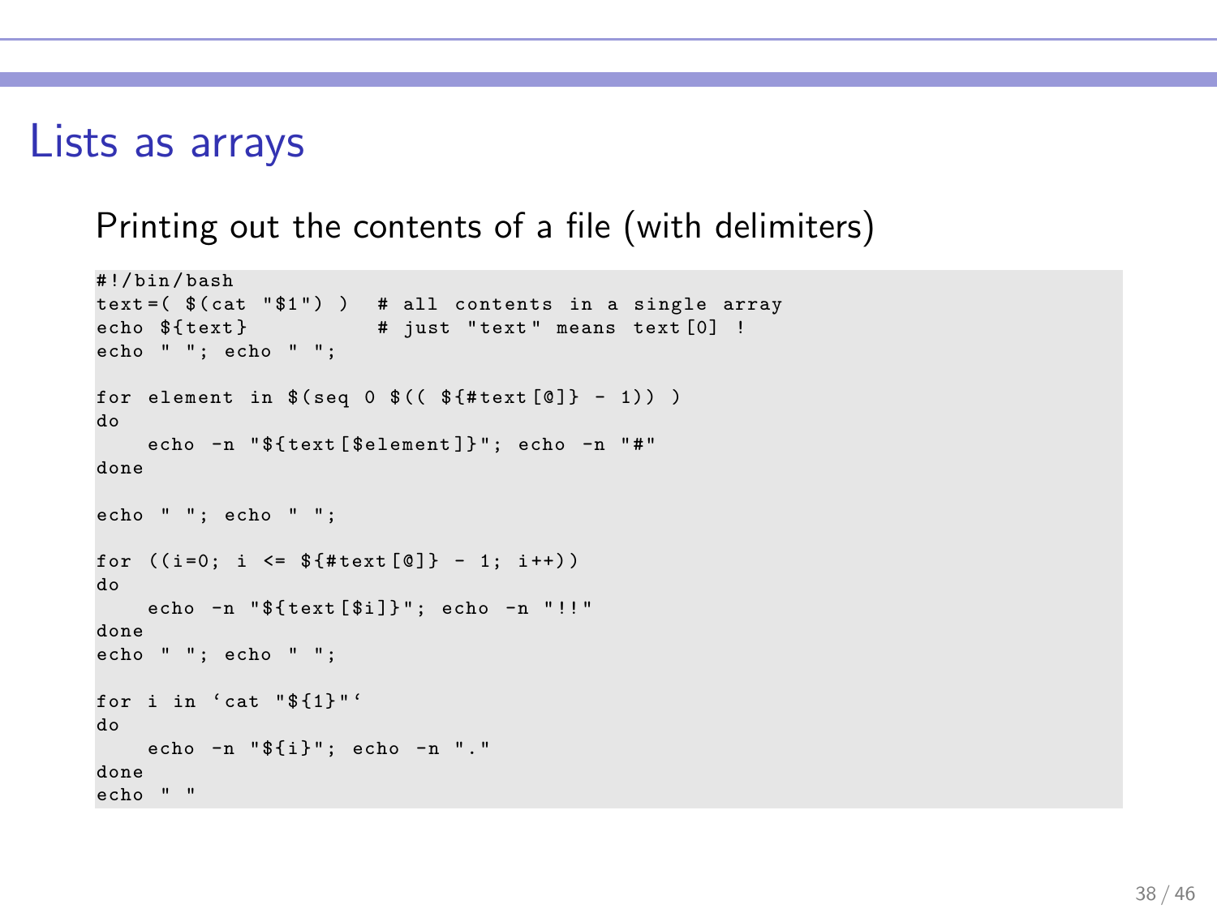# Lists as arrays

Printing out the contents of a file (with delimiters)

```
#!/bin/bash
text=( $(cat "$1") )   # all contents in a single array
echo ${text}           # just "text" means text[0] !
echo " "; echo " ";

for element in $(seq 0 $(( ${#text[@]} - 1)) )
do
    echo -n "${text[$element]}"; echo -n "#"
done

echo " "; echo " ";

for ((i=0; i <= ${#text[@]} - 1; i++))
do
    echo -n "${text[$i]}"; echo -n "!!"
done
echo " "; echo " ";

for i in `cat "${1}"`
do
    echo -n "${i}"; echo -n "."
done
echo " "
```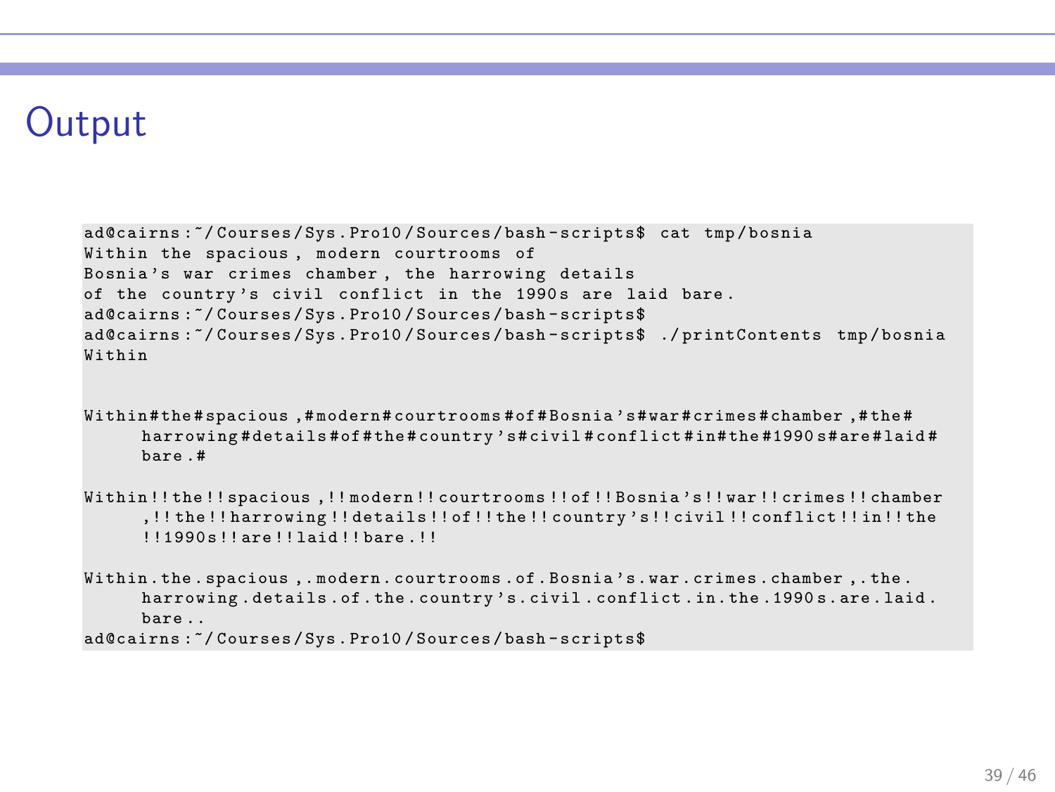# Output

```
ad@cairns:~/Courses/Sys.Pro10/Sources/bash-scripts$ cat tmp/bosnia
Within the spacious, modern courtrooms of
Bosnia's war crimes chamber, the harrowing details
of the country's civil conflict in the 1990s are laid bare.
ad@cairns:~/Courses/Sys.Pro10/Sources/bash-scripts$
ad@cairns:~/Courses/Sys.Pro10/Sources/bash-scripts$ ./printContents tmp/bosnia
Within


Within#the#spacious,#modern#courtrooms#of#Bosnia's#war#crimes#chamber,#the#
      harrowing#details#of#the#country's#civil#conflict#in#the#1990s#are#laid#
      bare.#

Within!!the!!spacious,!!modern!!courtrooms!!of!!Bosnia's!!war!!crimes!!chamber
      ,!!the!!harrowing!!details!!of!!the!!country's!!civil!!conflict!!in!!the
      !!1990s!!are!!laid!!bare.!!

Within.the.spacious,.modern.courtrooms.of.Bosnia's.war.crimes.chamber,.the.
      harrowing.details.of.the.country's.civil.conflict.in.the.1990s.are.laid.
      bare..
ad@cairns:~/Courses/Sys.Pro10/Sources/bash-scripts$
```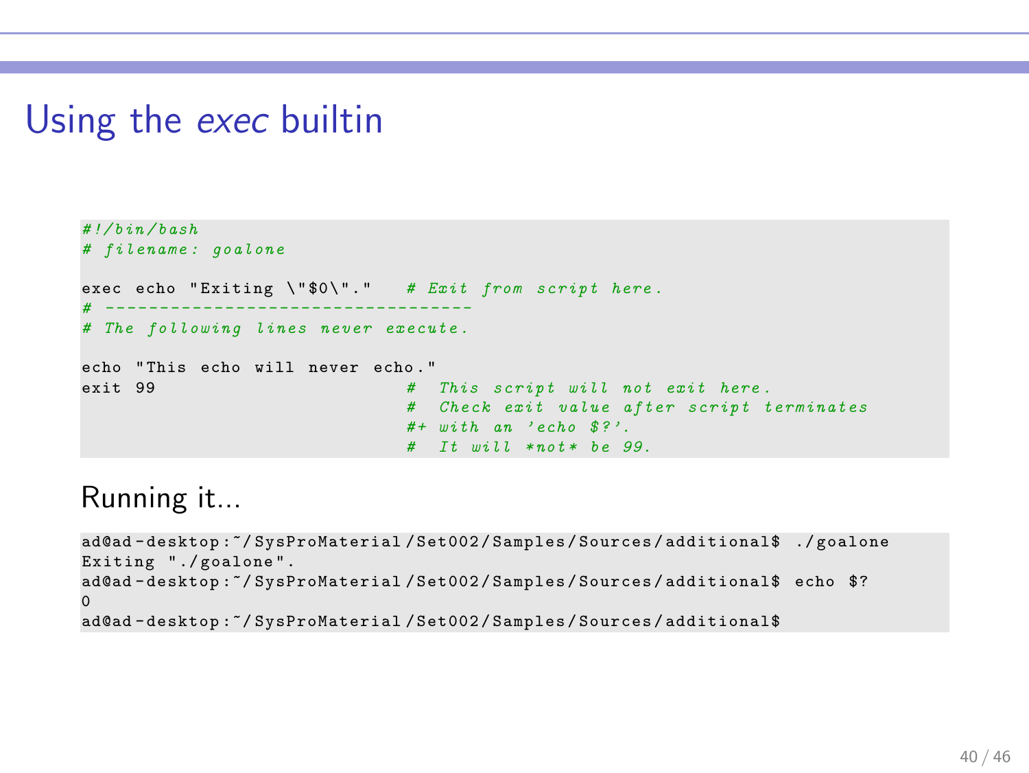# Using the *exec* builtin

```
#!/bin/bash
# filename: goalone

exec echo "Exiting \"$0\"."   # Exit from script here.
# ----------------------------------
# The following lines never execute.

echo "This echo will never echo."
exit 99                       #  This script will not exit here.
                              #  Check exit value after script terminates
                              #+ with an 'echo $?'.
                              #  It will *not* be 99.
```

Running it...

```
ad@ad-desktop:~/SysProMaterial/Set002/Samples/Sources/additional$ ./goalone
Exiting "./goalone".
ad@ad-desktop:~/SysProMaterial/Set002/Samples/Sources/additional$ echo $?
0
ad@ad-desktop:~/SysProMaterial/Set002/Samples/Sources/additional$
```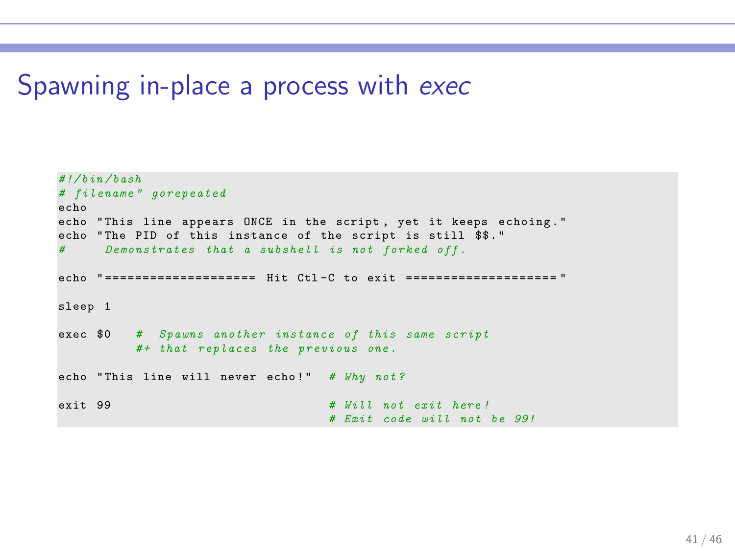# Spawning in-place a process with *exec*

```
#!/bin/bash
# filename" gorepeated
echo
echo "This line appears ONCE in the script, yet it keeps echoing."
echo "The PID of this instance of the script is still $$."
#     Demonstrates that a subshell is not forked off.

echo "==================== Hit Ctl-C to exit ===================="

sleep 1

exec $0   #  Spawns another instance of this same script
          #+ that replaces the previous one.

echo "This line will never echo!"  # Why not?

exit 99                            # Will not exit here!
                                   # Exit code will not be 99!
```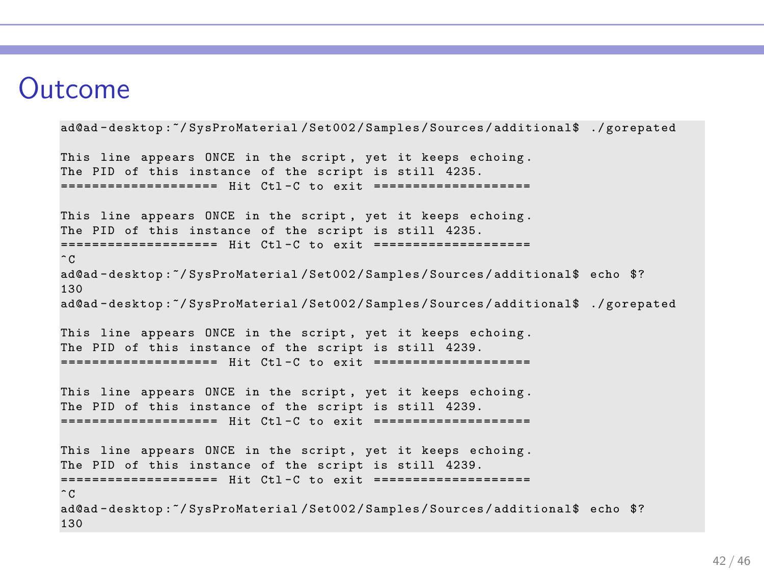# Outcome

```
ad@ad-desktop:~/SysProMaterial/Set002/Samples/Sources/additional$ ./gorepated

This line appears ONCE in the script, yet it keeps echoing.
The PID of this instance of the script is still 4235.
==================== Hit Ctl-C to exit ====================

This line appears ONCE in the script, yet it keeps echoing.
The PID of this instance of the script is still 4235.
==================== Hit Ctl-C to exit ====================
^C
ad@ad-desktop:~/SysProMaterial/Set002/Samples/Sources/additional$ echo $?
130
ad@ad-desktop:~/SysProMaterial/Set002/Samples/Sources/additional$ ./gorepated

This line appears ONCE in the script, yet it keeps echoing.
The PID of this instance of the script is still 4239.
==================== Hit Ctl-C to exit ====================

This line appears ONCE in the script, yet it keeps echoing.
The PID of this instance of the script is still 4239.
==================== Hit Ctl-C to exit ====================

This line appears ONCE in the script, yet it keeps echoing.
The PID of this instance of the script is still 4239.
==================== Hit Ctl-C to exit ====================
^C
ad@ad-desktop:~/SysProMaterial/Set002/Samples/Sources/additional$ echo $?
130
```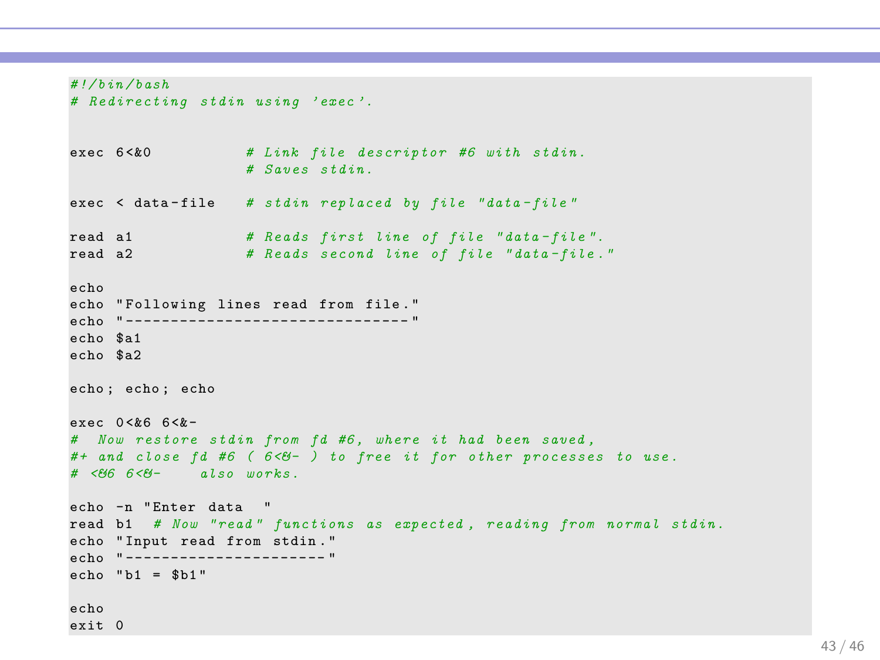```bash
#!/bin/bash
# Redirecting stdin using 'exec'.


exec 6<&0          # Link file descriptor #6 with stdin.
                   # Saves stdin.

exec < data-file   # stdin replaced by file "data-file"

read a1            # Reads first line of file "data-file".
read a2            # Reads second line of file "data-file."

echo
echo "Following lines read from file."
echo "-------------------------------"
echo $a1
echo $a2

echo; echo; echo

exec 0<&6 6<&-
#  Now restore stdin from fd #6, where it had been saved,
#+ and close fd #6 ( 6<&- ) to free it for other processes to use.
# <&6 6<&-    also works.

echo -n "Enter data  "
read b1  # Now "read" functions as expected, reading from normal stdin.
echo "Input read from stdin."
echo "----------------------"
echo "b1 = $b1"

echo
exit 0
```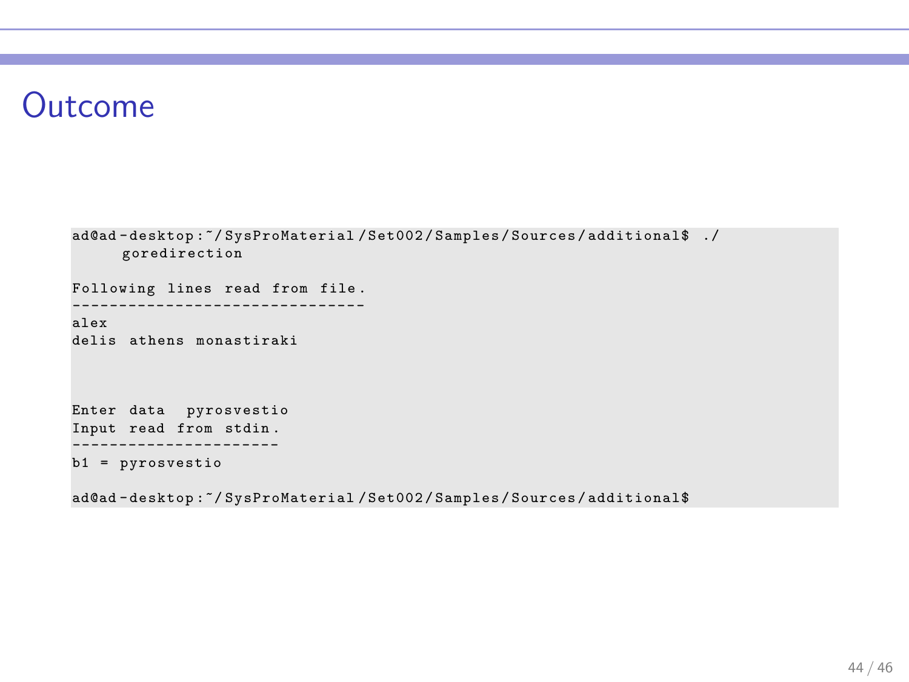# Outcome

```
ad@ad-desktop:~/SysProMaterial/Set002/Samples/Sources/additional$ ./
     goredirection

Following lines read from file.
-------------------------------
alex
delis athens monastiraki



Enter data  pyrosvestio
Input read from stdin.
----------------------
b1 = pyrosvestio

ad@ad-desktop:~/SysProMaterial/Set002/Samples/Sources/additional$
```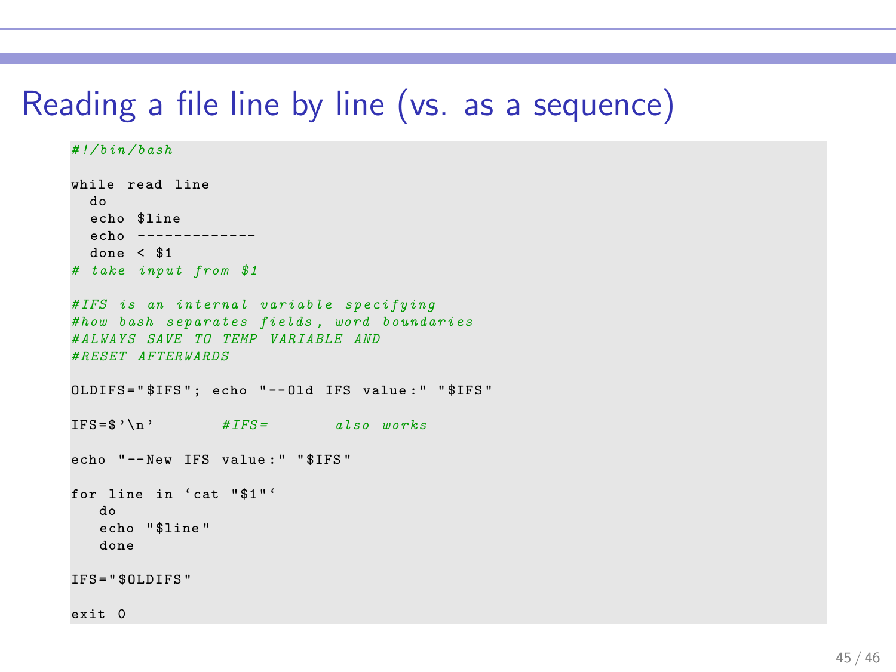# Reading a file line by line (vs. as a sequence)

```
#!/bin/bash

while read line
  do
  echo $line
  echo -------------
  done < $1
# take input from $1

#IFS is an internal variable specifying
#how bash separates fields, word boundaries
#ALWAYS SAVE TO TEMP VARIABLE AND
#RESET AFTERWARDS

OLDIFS="$IFS"; echo "--Old IFS value:" "$IFS"

IFS=$'\n'        #IFS=        also works

echo "--New IFS value:" "$IFS"

for line in `cat "$1"`
   do
   echo "$line"
   done

IFS="$OLDIFS"

exit 0
```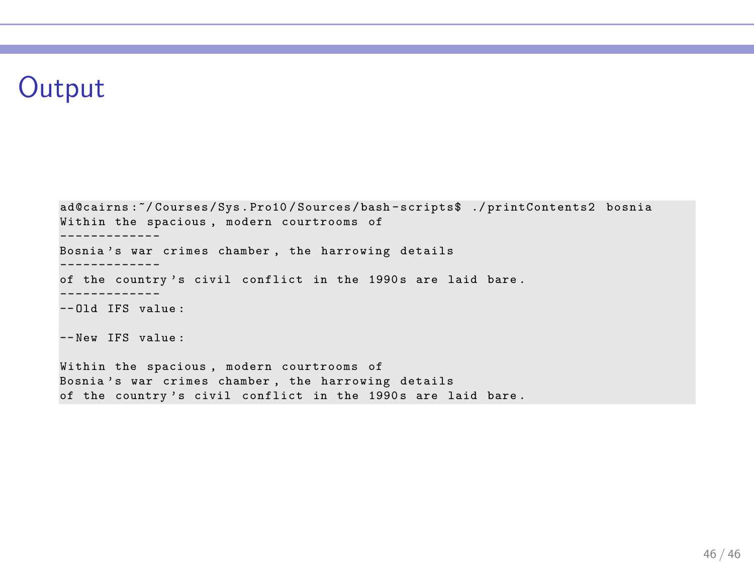# Output

```
ad@cairns:~/Courses/Sys.Pro10/Sources/bash-scripts$ ./printContents2 bosnia
Within the spacious, modern courtrooms of
-------------
Bosnia's war crimes chamber, the harrowing details
-------------
of the country's civil conflict in the 1990s are laid bare.
-------------
--Old IFS value:

--New IFS value:

Within the spacious, modern courtrooms of
Bosnia's war crimes chamber, the harrowing details
of the country's civil conflict in the 1990s are laid bare.
```